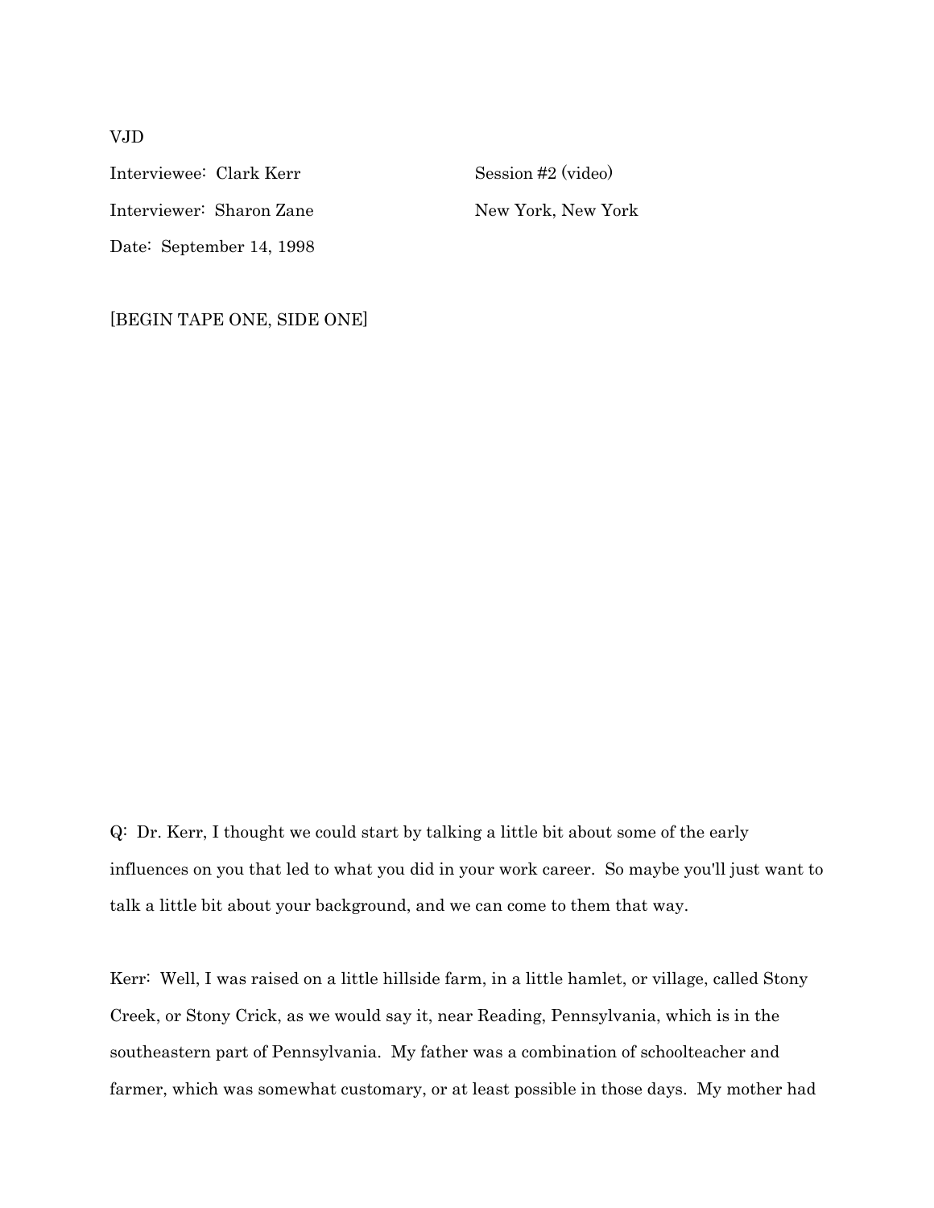VJD

Interviewee: Clark Kerr　　　　　　　　Session #2 (video)

Interviewer: Sharon Zane　　　　　　　New York, New York

Date: September 14, 1998

[BEGIN TAPE ONE, SIDE ONE]

Q: Dr. Kerr, I thought we could start by talking a little bit about some of the early influences on you that led to what you did in your work career. So maybe you'll just want to talk a little bit about your background, and we can come to them that way.

Kerr: Well, I was raised on a little hillside farm, in a little hamlet, or village, called Stony Creek, or Stony Crick, as we would say it, near Reading, Pennsylvania, which is in the southeastern part of Pennsylvania. My father was a combination of schoolteacher and farmer, which was somewhat customary, or at least possible in those days. My mother had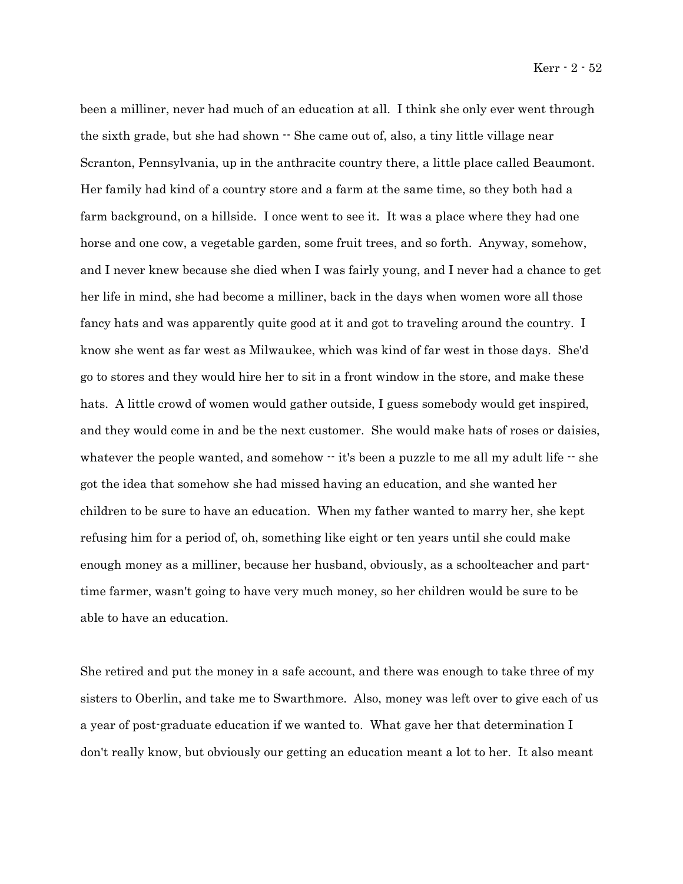been a milliner, never had much of an education at all. I think she only ever went through the sixth grade, but she had shown -- She came out of, also, a tiny little village near Scranton, Pennsylvania, up in the anthracite country there, a little place called Beaumont. Her family had kind of a country store and a farm at the same time, so they both had a farm background, on a hillside. I once went to see it. It was a place where they had one horse and one cow, a vegetable garden, some fruit trees, and so forth. Anyway, somehow, and I never knew because she died when I was fairly young, and I never had a chance to get her life in mind, she had become a milliner, back in the days when women wore all those fancy hats and was apparently quite good at it and got to traveling around the country. I know she went as far west as Milwaukee, which was kind of far west in those days. She'd go to stores and they would hire her to sit in a front window in the store, and make these hats. A little crowd of women would gather outside, I guess somebody would get inspired, and they would come in and be the next customer. She would make hats of roses or daisies, whatever the people wanted, and somehow -- it's been a puzzle to me all my adult life -- she got the idea that somehow she had missed having an education, and she wanted her children to be sure to have an education. When my father wanted to marry her, she kept refusing him for a period of, oh, something like eight or ten years until she could make enough money as a milliner, because her husband, obviously, as a schoolteacher and part-time farmer, wasn't going to have very much money, so her children would be sure to be able to have an education.

She retired and put the money in a safe account, and there was enough to take three of my sisters to Oberlin, and take me to Swarthmore. Also, money was left over to give each of us a year of post-graduate education if we wanted to. What gave her that determination I don't really know, but obviously our getting an education meant a lot to her. It also meant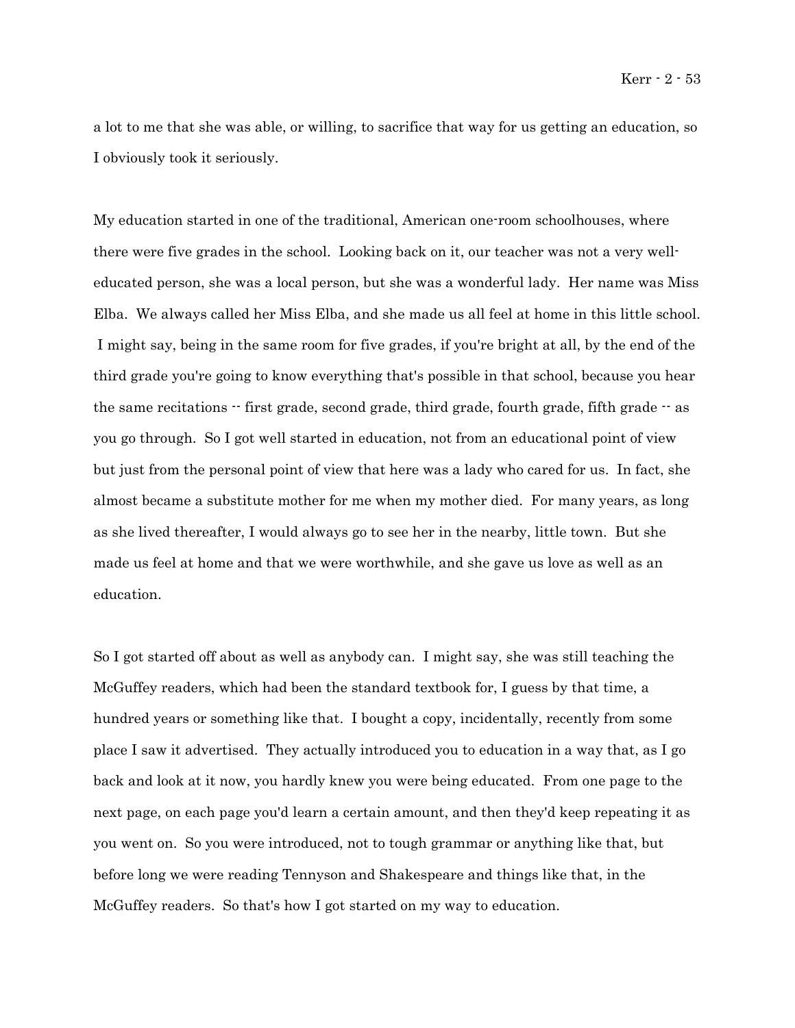a lot to me that she was able, or willing, to sacrifice that way for us getting an education, so I obviously took it seriously.

My education started in one of the traditional, American one-room schoolhouses, where there were five grades in the school. Looking back on it, our teacher was not a very well-educated person, she was a local person, but she was a wonderful lady. Her name was Miss Elba. We always called her Miss Elba, and she made us all feel at home in this little school. I might say, being in the same room for five grades, if you're bright at all, by the end of the third grade you're going to know everything that's possible in that school, because you hear the same recitations -- first grade, second grade, third grade, fourth grade, fifth grade -- as you go through. So I got well started in education, not from an educational point of view but just from the personal point of view that here was a lady who cared for us. In fact, she almost became a substitute mother for me when my mother died. For many years, as long as she lived thereafter, I would always go to see her in the nearby, little town. But she made us feel at home and that we were worthwhile, and she gave us love as well as an education.

So I got started off about as well as anybody can. I might say, she was still teaching the McGuffey readers, which had been the standard textbook for, I guess by that time, a hundred years or something like that. I bought a copy, incidentally, recently from some place I saw it advertised. They actually introduced you to education in a way that, as I go back and look at it now, you hardly knew you were being educated. From one page to the next page, on each page you'd learn a certain amount, and then they'd keep repeating it as you went on. So you were introduced, not to tough grammar or anything like that, but before long we were reading Tennyson and Shakespeare and things like that, in the McGuffey readers. So that's how I got started on my way to education.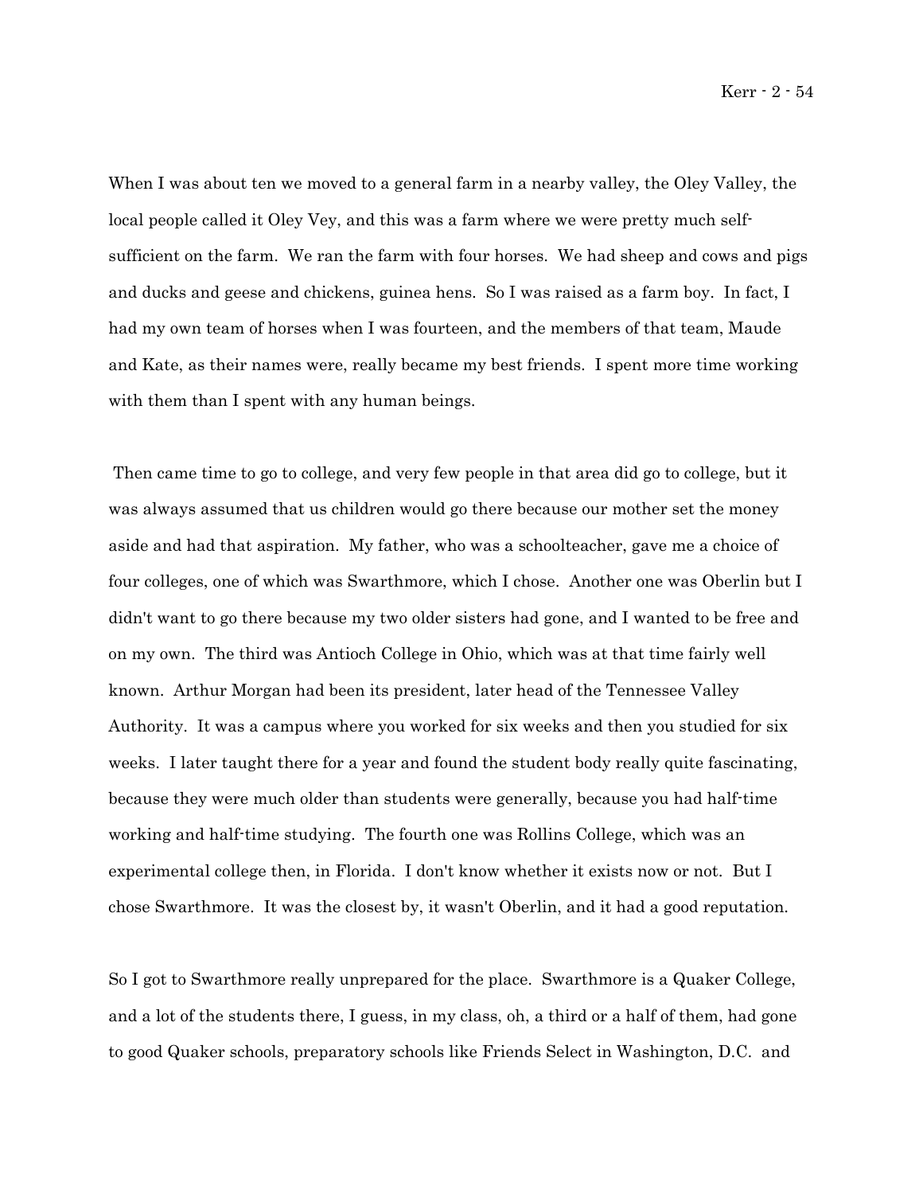When I was about ten we moved to a general farm in a nearby valley, the Oley Valley, the local people called it Oley Vey, and this was a farm where we were pretty much self-sufficient on the farm. We ran the farm with four horses. We had sheep and cows and pigs and ducks and geese and chickens, guinea hens. So I was raised as a farm boy. In fact, I had my own team of horses when I was fourteen, and the members of that team, Maude and Kate, as their names were, really became my best friends. I spent more time working with them than I spent with any human beings.

Then came time to go to college, and very few people in that area did go to college, but it was always assumed that us children would go there because our mother set the money aside and had that aspiration. My father, who was a schoolteacher, gave me a choice of four colleges, one of which was Swarthmore, which I chose. Another one was Oberlin but I didn't want to go there because my two older sisters had gone, and I wanted to be free and on my own. The third was Antioch College in Ohio, which was at that time fairly well known. Arthur Morgan had been its president, later head of the Tennessee Valley Authority. It was a campus where you worked for six weeks and then you studied for six weeks. I later taught there for a year and found the student body really quite fascinating, because they were much older than students were generally, because you had half-time working and half-time studying. The fourth one was Rollins College, which was an experimental college then, in Florida. I don't know whether it exists now or not. But I chose Swarthmore. It was the closest by, it wasn't Oberlin, and it had a good reputation.

So I got to Swarthmore really unprepared for the place. Swarthmore is a Quaker College, and a lot of the students there, I guess, in my class, oh, a third or a half of them, had gone to good Quaker schools, preparatory schools like Friends Select in Washington, D.C. and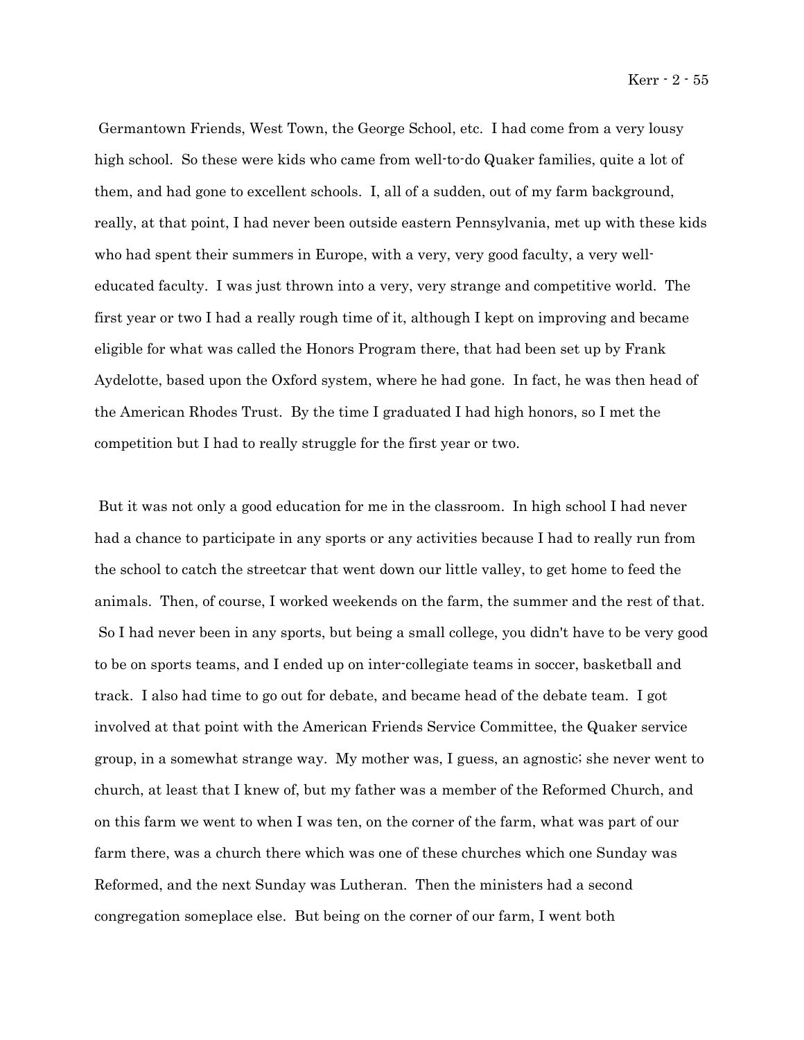Germantown Friends, West Town, the George School, etc. I had come from a very lousy high school. So these were kids who came from well-to-do Quaker families, quite a lot of them, and had gone to excellent schools. I, all of a sudden, out of my farm background, really, at that point, I had never been outside eastern Pennsylvania, met up with these kids who had spent their summers in Europe, with a very, very good faculty, a very well-educated faculty. I was just thrown into a very, very strange and competitive world. The first year or two I had a really rough time of it, although I kept on improving and became eligible for what was called the Honors Program there, that had been set up by Frank Aydelotte, based upon the Oxford system, where he had gone. In fact, he was then head of the American Rhodes Trust. By the time I graduated I had high honors, so I met the competition but I had to really struggle for the first year or two.

But it was not only a good education for me in the classroom. In high school I had never had a chance to participate in any sports or any activities because I had to really run from the school to catch the streetcar that went down our little valley, to get home to feed the animals. Then, of course, I worked weekends on the farm, the summer and the rest of that. So I had never been in any sports, but being a small college, you didn't have to be very good to be on sports teams, and I ended up on inter-collegiate teams in soccer, basketball and track. I also had time to go out for debate, and became head of the debate team. I got involved at that point with the American Friends Service Committee, the Quaker service group, in a somewhat strange way. My mother was, I guess, an agnostic; she never went to church, at least that I knew of, but my father was a member of the Reformed Church, and on this farm we went to when I was ten, on the corner of the farm, what was part of our farm there, was a church there which was one of these churches which one Sunday was Reformed, and the next Sunday was Lutheran. Then the ministers had a second congregation someplace else. But being on the corner of our farm, I went both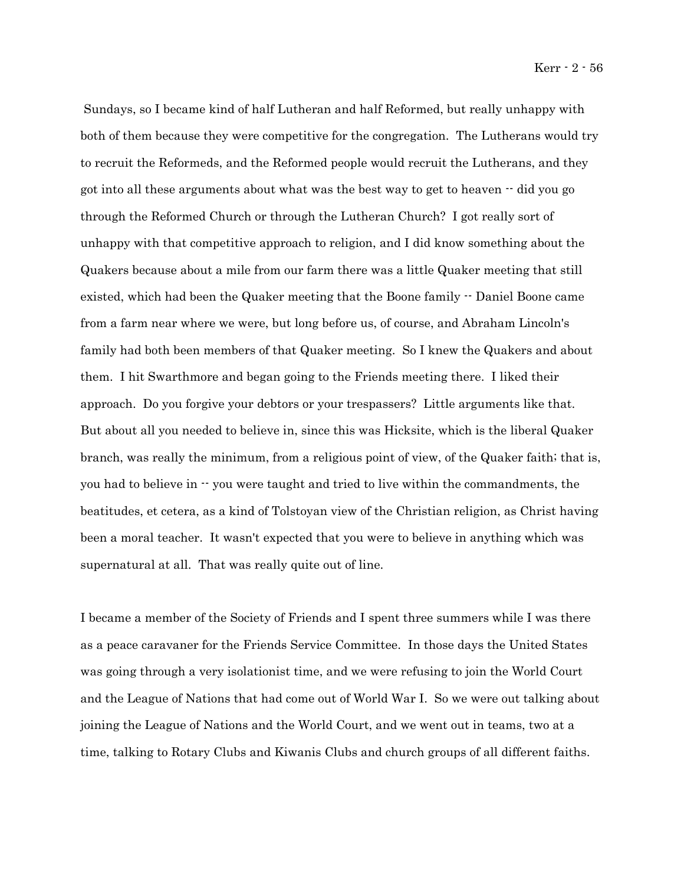Sundays, so I became kind of half Lutheran and half Reformed, but really unhappy with both of them because they were competitive for the congregation. The Lutherans would try to recruit the Reformeds, and the Reformed people would recruit the Lutherans, and they got into all these arguments about what was the best way to get to heaven -- did you go through the Reformed Church or through the Lutheran Church? I got really sort of unhappy with that competitive approach to religion, and I did know something about the Quakers because about a mile from our farm there was a little Quaker meeting that still existed, which had been the Quaker meeting that the Boone family -- Daniel Boone came from a farm near where we were, but long before us, of course, and Abraham Lincoln's family had both been members of that Quaker meeting. So I knew the Quakers and about them. I hit Swarthmore and began going to the Friends meeting there. I liked their approach. Do you forgive your debtors or your trespassers? Little arguments like that. But about all you needed to believe in, since this was Hicksite, which is the liberal Quaker branch, was really the minimum, from a religious point of view, of the Quaker faith; that is, you had to believe in -- you were taught and tried to live within the commandments, the beatitudes, et cetera, as a kind of Tolstoyan view of the Christian religion, as Christ having been a moral teacher. It wasn't expected that you were to believe in anything which was supernatural at all. That was really quite out of line.

I became a member of the Society of Friends and I spent three summers while I was there as a peace caravaner for the Friends Service Committee. In those days the United States was going through a very isolationist time, and we were refusing to join the World Court and the League of Nations that had come out of World War I. So we were out talking about joining the League of Nations and the World Court, and we went out in teams, two at a time, talking to Rotary Clubs and Kiwanis Clubs and church groups of all different faiths.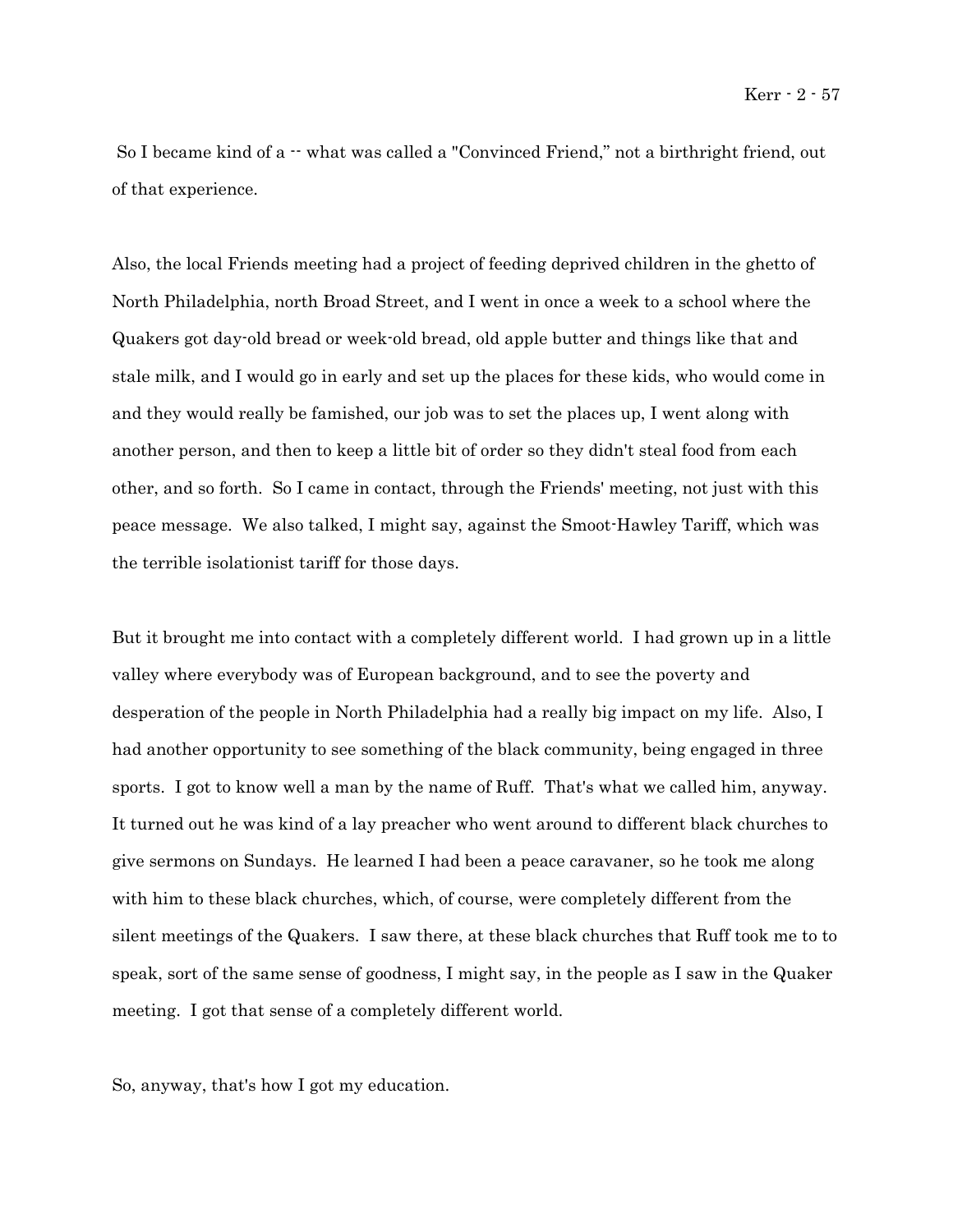So I became kind of a -- what was called a "Convinced Friend," not a birthright friend, out of that experience.

Also, the local Friends meeting had a project of feeding deprived children in the ghetto of North Philadelphia, north Broad Street, and I went in once a week to a school where the Quakers got day-old bread or week-old bread, old apple butter and things like that and stale milk, and I would go in early and set up the places for these kids, who would come in and they would really be famished, our job was to set the places up, I went along with another person, and then to keep a little bit of order so they didn't steal food from each other, and so forth. So I came in contact, through the Friends' meeting, not just with this peace message. We also talked, I might say, against the Smoot-Hawley Tariff, which was the terrible isolationist tariff for those days.

But it brought me into contact with a completely different world. I had grown up in a little valley where everybody was of European background, and to see the poverty and desperation of the people in North Philadelphia had a really big impact on my life. Also, I had another opportunity to see something of the black community, being engaged in three sports. I got to know well a man by the name of Ruff. That's what we called him, anyway. It turned out he was kind of a lay preacher who went around to different black churches to give sermons on Sundays. He learned I had been a peace caravaner, so he took me along with him to these black churches, which, of course, were completely different from the silent meetings of the Quakers. I saw there, at these black churches that Ruff took me to to speak, sort of the same sense of goodness, I might say, in the people as I saw in the Quaker meeting. I got that sense of a completely different world.

So, anyway, that's how I got my education.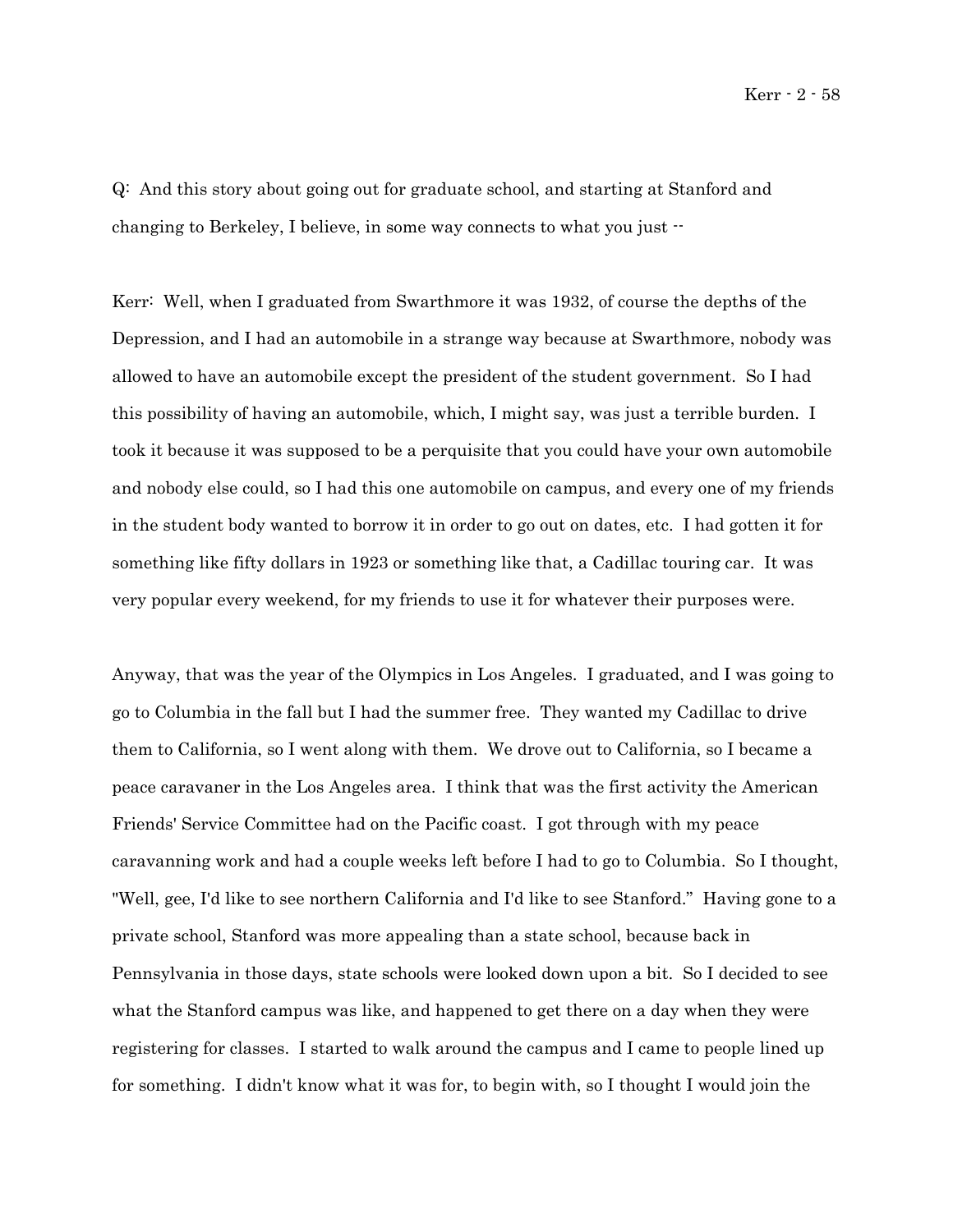Q: And this story about going out for graduate school, and starting at Stanford and changing to Berkeley, I believe, in some way connects to what you just --

Kerr: Well, when I graduated from Swarthmore it was 1932, of course the depths of the Depression, and I had an automobile in a strange way because at Swarthmore, nobody was allowed to have an automobile except the president of the student government. So I had this possibility of having an automobile, which, I might say, was just a terrible burden. I took it because it was supposed to be a perquisite that you could have your own automobile and nobody else could, so I had this one automobile on campus, and every one of my friends in the student body wanted to borrow it in order to go out on dates, etc. I had gotten it for something like fifty dollars in 1923 or something like that, a Cadillac touring car. It was very popular every weekend, for my friends to use it for whatever their purposes were.

Anyway, that was the year of the Olympics in Los Angeles. I graduated, and I was going to go to Columbia in the fall but I had the summer free. They wanted my Cadillac to drive them to California, so I went along with them. We drove out to California, so I became a peace caravaner in the Los Angeles area. I think that was the first activity the American Friends' Service Committee had on the Pacific coast. I got through with my peace caravanning work and had a couple weeks left before I had to go to Columbia. So I thought, "Well, gee, I'd like to see northern California and I'd like to see Stanford." Having gone to a private school, Stanford was more appealing than a state school, because back in Pennsylvania in those days, state schools were looked down upon a bit. So I decided to see what the Stanford campus was like, and happened to get there on a day when they were registering for classes. I started to walk around the campus and I came to people lined up for something. I didn't know what it was for, to begin with, so I thought I would join the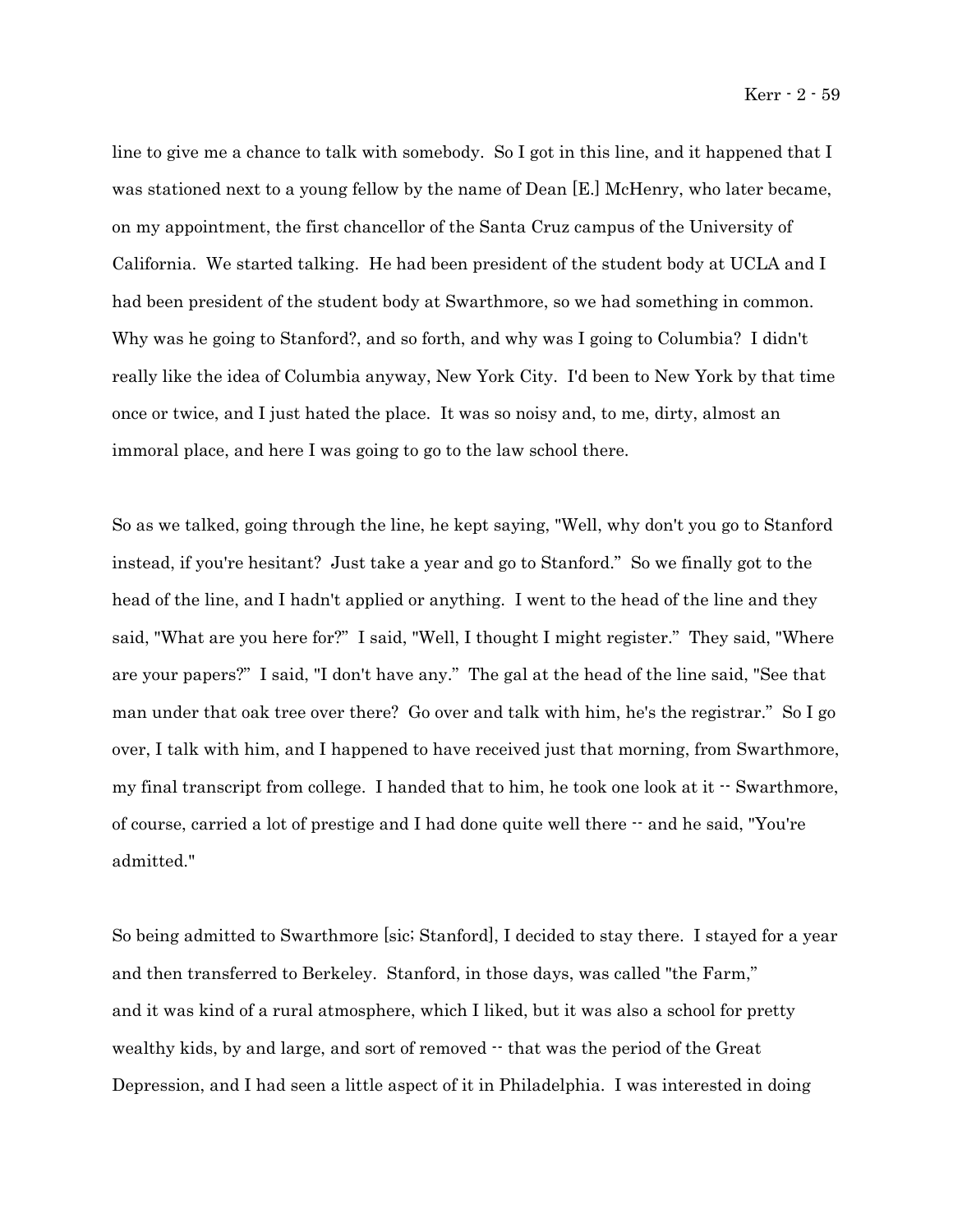line to give me a chance to talk with somebody. So I got in this line, and it happened that I was stationed next to a young fellow by the name of Dean [E.] McHenry, who later became, on my appointment, the first chancellor of the Santa Cruz campus of the University of California. We started talking. He had been president of the student body at UCLA and I had been president of the student body at Swarthmore, so we had something in common. Why was he going to Stanford?, and so forth, and why was I going to Columbia? I didn't really like the idea of Columbia anyway, New York City. I'd been to New York by that time once or twice, and I just hated the place. It was so noisy and, to me, dirty, almost an immoral place, and here I was going to go to the law school there.

So as we talked, going through the line, he kept saying, "Well, why don't you go to Stanford instead, if you're hesitant? Just take a year and go to Stanford." So we finally got to the head of the line, and I hadn't applied or anything. I went to the head of the line and they said, "What are you here for?" I said, "Well, I thought I might register." They said, "Where are your papers?" I said, "I don't have any." The gal at the head of the line said, "See that man under that oak tree over there? Go over and talk with him, he's the registrar." So I go over, I talk with him, and I happened to have received just that morning, from Swarthmore, my final transcript from college. I handed that to him, he took one look at it -- Swarthmore, of course, carried a lot of prestige and I had done quite well there -- and he said, "You're admitted."

So being admitted to Swarthmore [sic; Stanford], I decided to stay there. I stayed for a year and then transferred to Berkeley. Stanford, in those days, was called "the Farm," and it was kind of a rural atmosphere, which I liked, but it was also a school for pretty wealthy kids, by and large, and sort of removed -- that was the period of the Great Depression, and I had seen a little aspect of it in Philadelphia. I was interested in doing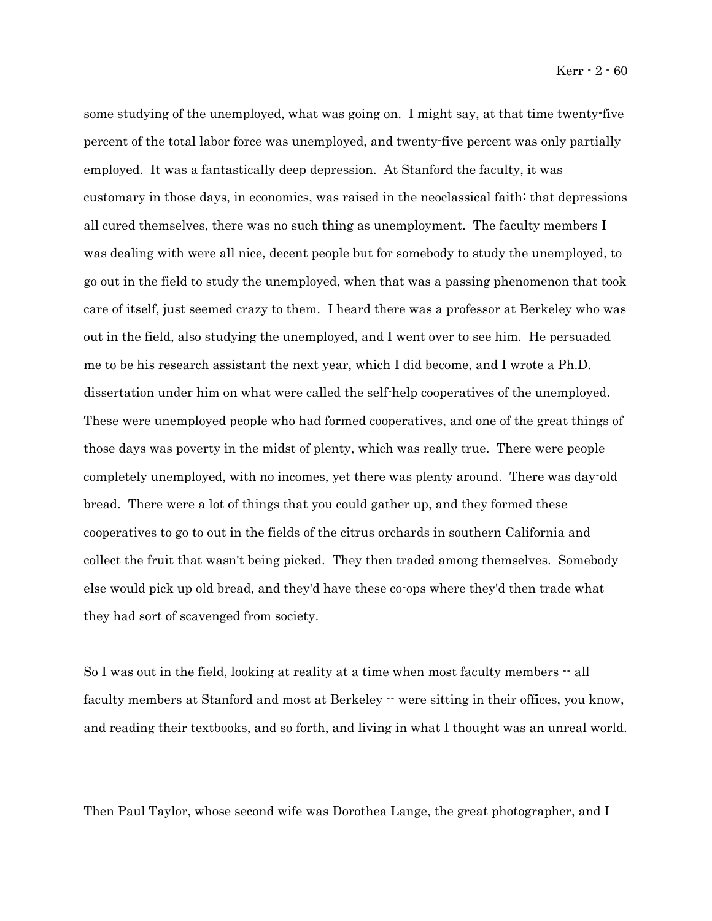some studying of the unemployed, what was going on. I might say, at that time twenty-five percent of the total labor force was unemployed, and twenty-five percent was only partially employed. It was a fantastically deep depression. At Stanford the faculty, it was customary in those days, in economics, was raised in the neoclassical faith: that depressions all cured themselves, there was no such thing as unemployment. The faculty members I was dealing with were all nice, decent people but for somebody to study the unemployed, to go out in the field to study the unemployed, when that was a passing phenomenon that took care of itself, just seemed crazy to them. I heard there was a professor at Berkeley who was out in the field, also studying the unemployed, and I went over to see him. He persuaded me to be his research assistant the next year, which I did become, and I wrote a Ph.D. dissertation under him on what were called the self-help cooperatives of the unemployed. These were unemployed people who had formed cooperatives, and one of the great things of those days was poverty in the midst of plenty, which was really true. There were people completely unemployed, with no incomes, yet there was plenty around. There was day-old bread. There were a lot of things that you could gather up, and they formed these cooperatives to go to out in the fields of the citrus orchards in southern California and collect the fruit that wasn't being picked. They then traded among themselves. Somebody else would pick up old bread, and they'd have these co-ops where they'd then trade what they had sort of scavenged from society.

So I was out in the field, looking at reality at a time when most faculty members -- all faculty members at Stanford and most at Berkeley -- were sitting in their offices, you know, and reading their textbooks, and so forth, and living in what I thought was an unreal world.

Then Paul Taylor, whose second wife was Dorothea Lange, the great photographer, and I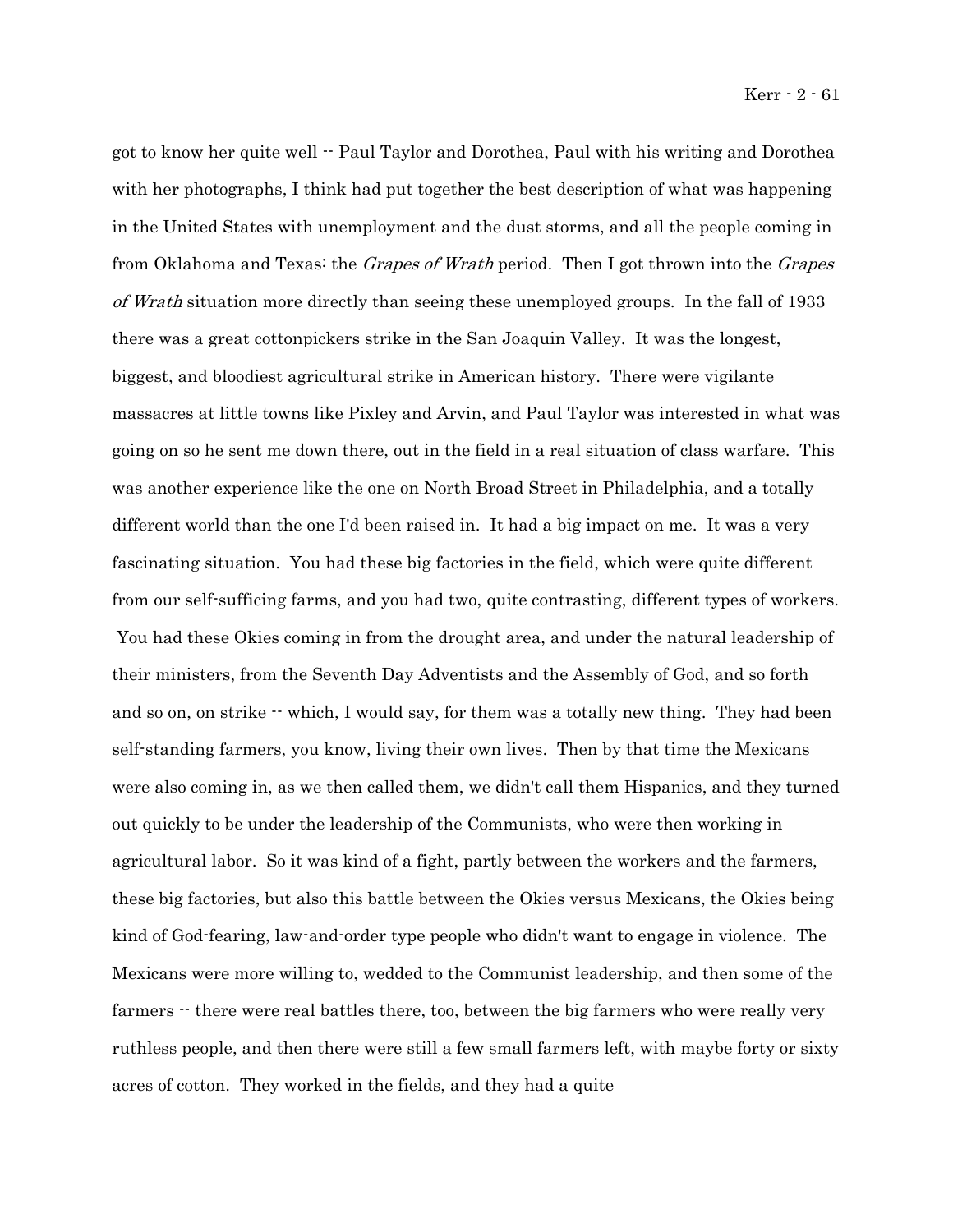got to know her quite well -- Paul Taylor and Dorothea, Paul with his writing and Dorothea with her photographs, I think had put together the best description of what was happening in the United States with unemployment and the dust storms, and all the people coming in from Oklahoma and Texas: the *Grapes of Wrath* period. Then I got thrown into the *Grapes of Wrath* situation more directly than seeing these unemployed groups. In the fall of 1933 there was a great cottonpickers strike in the San Joaquin Valley. It was the longest, biggest, and bloodiest agricultural strike in American history. There were vigilante massacres at little towns like Pixley and Arvin, and Paul Taylor was interested in what was going on so he sent me down there, out in the field in a real situation of class warfare. This was another experience like the one on North Broad Street in Philadelphia, and a totally different world than the one I'd been raised in. It had a big impact on me. It was a very fascinating situation. You had these big factories in the field, which were quite different from our self-sufficing farms, and you had two, quite contrasting, different types of workers. You had these Okies coming in from the drought area, and under the natural leadership of their ministers, from the Seventh Day Adventists and the Assembly of God, and so forth and so on, on strike -- which, I would say, for them was a totally new thing. They had been self-standing farmers, you know, living their own lives. Then by that time the Mexicans were also coming in, as we then called them, we didn't call them Hispanics, and they turned out quickly to be under the leadership of the Communists, who were then working in agricultural labor. So it was kind of a fight, partly between the workers and the farmers, these big factories, but also this battle between the Okies versus Mexicans, the Okies being kind of God-fearing, law-and-order type people who didn't want to engage in violence. The Mexicans were more willing to, wedded to the Communist leadership, and then some of the farmers -- there were real battles there, too, between the big farmers who were really very ruthless people, and then there were still a few small farmers left, with maybe forty or sixty acres of cotton. They worked in the fields, and they had a quite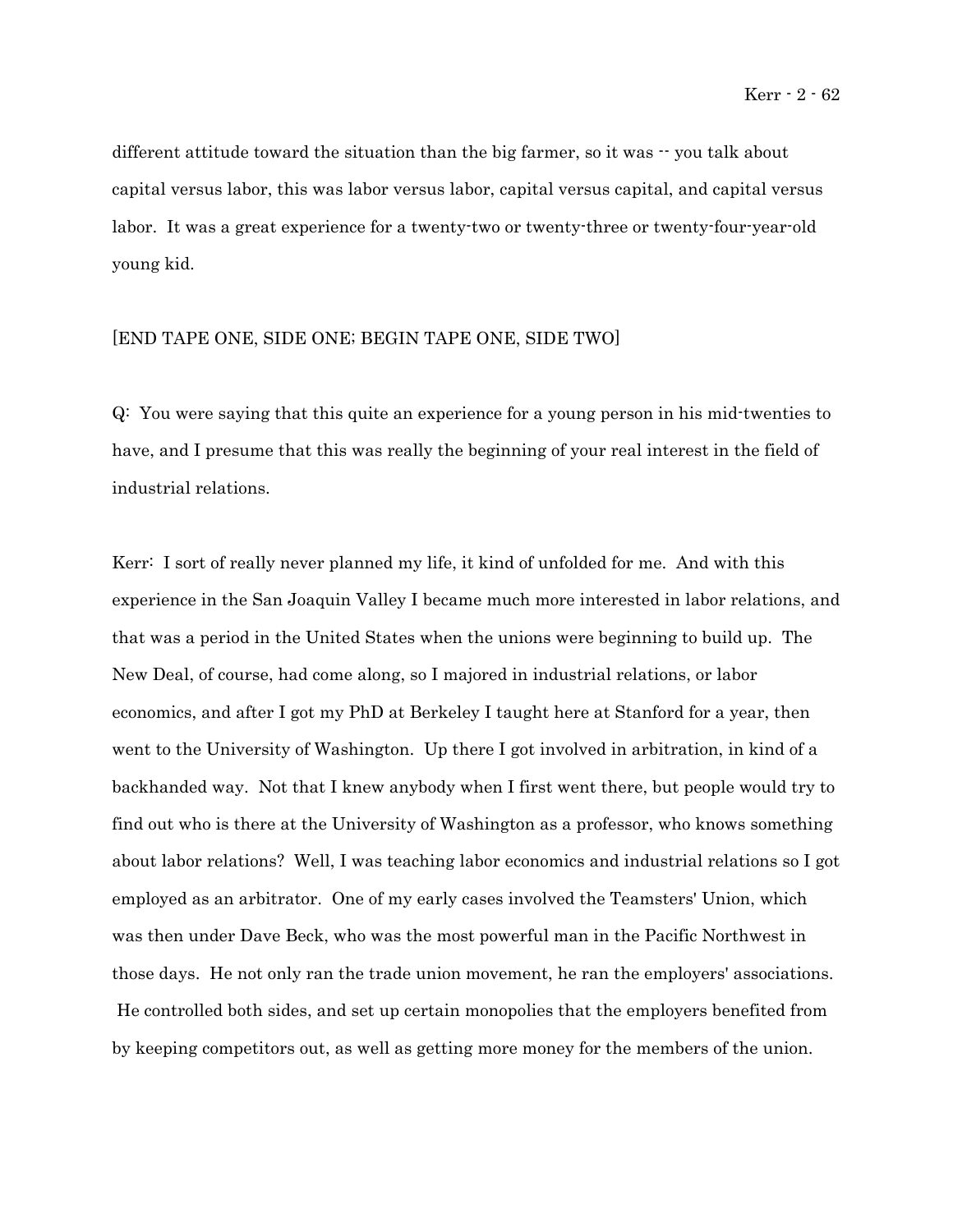different attitude toward the situation than the big farmer, so it was -- you talk about capital versus labor, this was labor versus labor, capital versus capital, and capital versus labor. It was a great experience for a twenty-two or twenty-three or twenty-four-year-old young kid.

[END TAPE ONE, SIDE ONE; BEGIN TAPE ONE, SIDE TWO]

Q: You were saying that this quite an experience for a young person in his mid-twenties to have, and I presume that this was really the beginning of your real interest in the field of industrial relations.

Kerr: I sort of really never planned my life, it kind of unfolded for me. And with this experience in the San Joaquin Valley I became much more interested in labor relations, and that was a period in the United States when the unions were beginning to build up. The New Deal, of course, had come along, so I majored in industrial relations, or labor economics, and after I got my PhD at Berkeley I taught here at Stanford for a year, then went to the University of Washington. Up there I got involved in arbitration, in kind of a backhanded way. Not that I knew anybody when I first went there, but people would try to find out who is there at the University of Washington as a professor, who knows something about labor relations? Well, I was teaching labor economics and industrial relations so I got employed as an arbitrator. One of my early cases involved the Teamsters' Union, which was then under Dave Beck, who was the most powerful man in the Pacific Northwest in those days. He not only ran the trade union movement, he ran the employers' associations. He controlled both sides, and set up certain monopolies that the employers benefited from by keeping competitors out, as well as getting more money for the members of the union.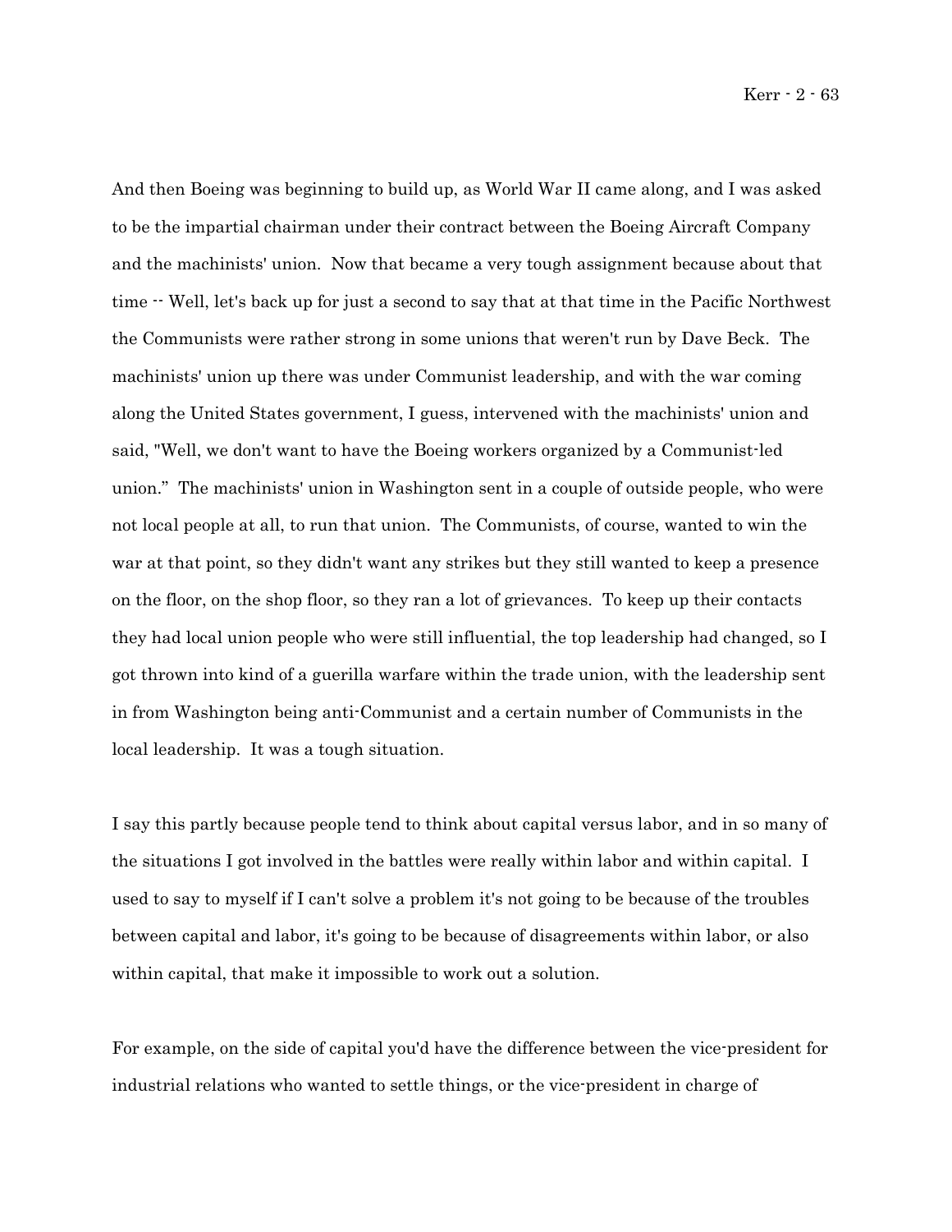And then Boeing was beginning to build up, as World War II came along, and I was asked to be the impartial chairman under their contract between the Boeing Aircraft Company and the machinists' union. Now that became a very tough assignment because about that time -- Well, let's back up for just a second to say that at that time in the Pacific Northwest the Communists were rather strong in some unions that weren't run by Dave Beck. The machinists' union up there was under Communist leadership, and with the war coming along the United States government, I guess, intervened with the machinists' union and said, "Well, we don't want to have the Boeing workers organized by a Communist-led union." The machinists' union in Washington sent in a couple of outside people, who were not local people at all, to run that union. The Communists, of course, wanted to win the war at that point, so they didn't want any strikes but they still wanted to keep a presence on the floor, on the shop floor, so they ran a lot of grievances. To keep up their contacts they had local union people who were still influential, the top leadership had changed, so I got thrown into kind of a guerilla warfare within the trade union, with the leadership sent in from Washington being anti-Communist and a certain number of Communists in the local leadership. It was a tough situation.

I say this partly because people tend to think about capital versus labor, and in so many of the situations I got involved in the battles were really within labor and within capital. I used to say to myself if I can't solve a problem it's not going to be because of the troubles between capital and labor, it's going to be because of disagreements within labor, or also within capital, that make it impossible to work out a solution.

For example, on the side of capital you'd have the difference between the vice-president for industrial relations who wanted to settle things, or the vice-president in charge of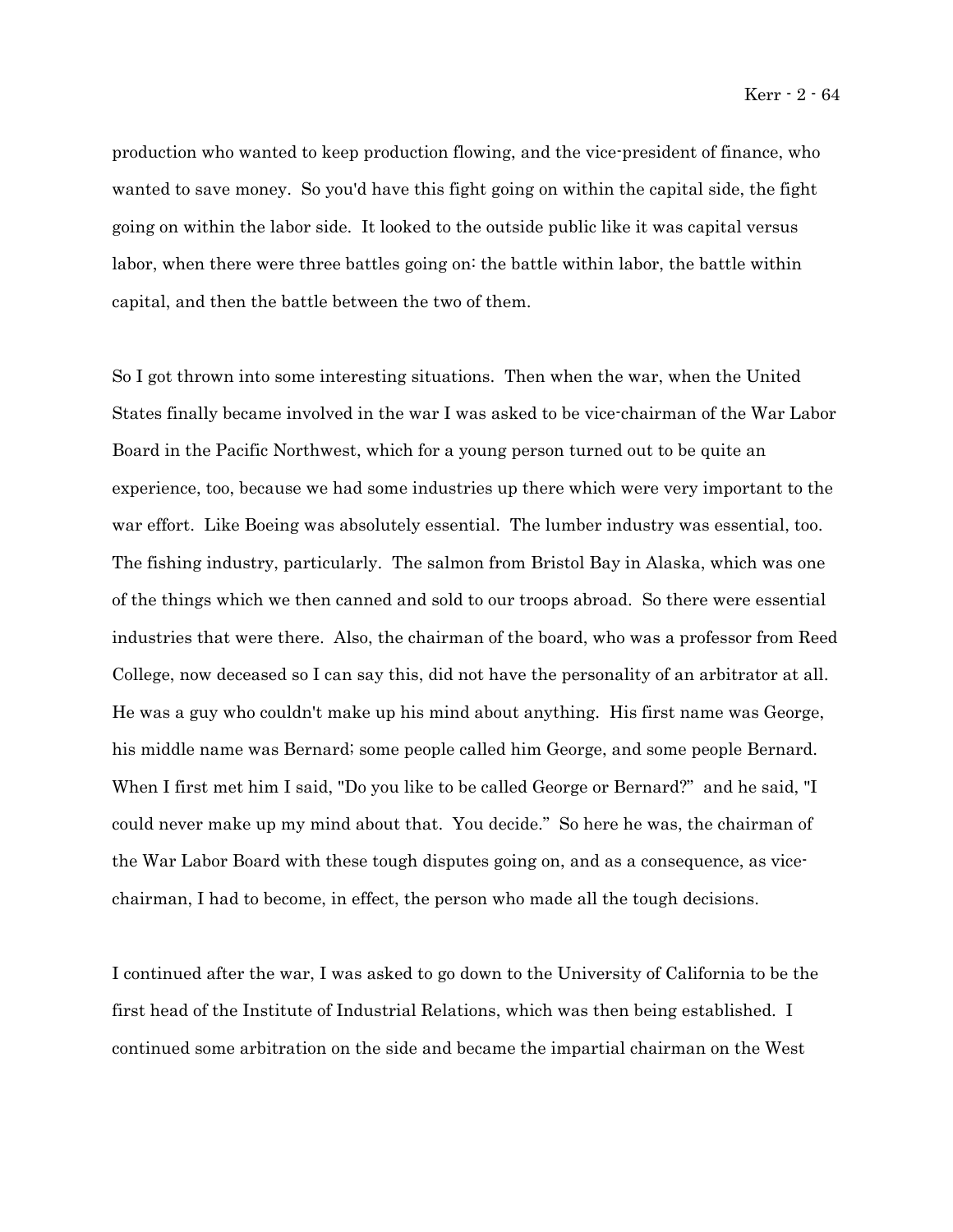production who wanted to keep production flowing, and the vice-president of finance, who wanted to save money. So you'd have this fight going on within the capital side, the fight going on within the labor side. It looked to the outside public like it was capital versus labor, when there were three battles going on: the battle within labor, the battle within capital, and then the battle between the two of them.

So I got thrown into some interesting situations. Then when the war, when the United States finally became involved in the war I was asked to be vice-chairman of the War Labor Board in the Pacific Northwest, which for a young person turned out to be quite an experience, too, because we had some industries up there which were very important to the war effort. Like Boeing was absolutely essential. The lumber industry was essential, too. The fishing industry, particularly. The salmon from Bristol Bay in Alaska, which was one of the things which we then canned and sold to our troops abroad. So there were essential industries that were there. Also, the chairman of the board, who was a professor from Reed College, now deceased so I can say this, did not have the personality of an arbitrator at all. He was a guy who couldn't make up his mind about anything. His first name was George, his middle name was Bernard; some people called him George, and some people Bernard. When I first met him I said, "Do you like to be called George or Bernard?" and he said, "I could never make up my mind about that. You decide." So here he was, the chairman of the War Labor Board with these tough disputes going on, and as a consequence, as vice-chairman, I had to become, in effect, the person who made all the tough decisions.

I continued after the war, I was asked to go down to the University of California to be the first head of the Institute of Industrial Relations, which was then being established. I continued some arbitration on the side and became the impartial chairman on the West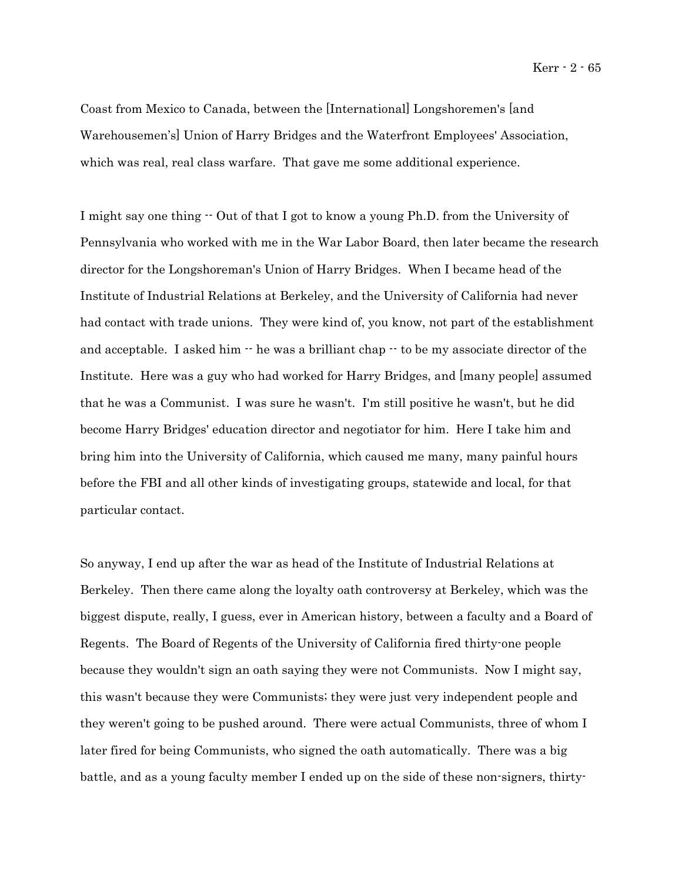Coast from Mexico to Canada, between the [International] Longshoremen's [and Warehousemen's] Union of Harry Bridges and the Waterfront Employees' Association, which was real, real class warfare. That gave me some additional experience.

I might say one thing -- Out of that I got to know a young Ph.D. from the University of Pennsylvania who worked with me in the War Labor Board, then later became the research director for the Longshoreman's Union of Harry Bridges. When I became head of the Institute of Industrial Relations at Berkeley, and the University of California had never had contact with trade unions. They were kind of, you know, not part of the establishment and acceptable. I asked him -- he was a brilliant chap -- to be my associate director of the Institute. Here was a guy who had worked for Harry Bridges, and [many people] assumed that he was a Communist. I was sure he wasn't. I'm still positive he wasn't, but he did become Harry Bridges' education director and negotiator for him. Here I take him and bring him into the University of California, which caused me many, many painful hours before the FBI and all other kinds of investigating groups, statewide and local, for that particular contact.

So anyway, I end up after the war as head of the Institute of Industrial Relations at Berkeley. Then there came along the loyalty oath controversy at Berkeley, which was the biggest dispute, really, I guess, ever in American history, between a faculty and a Board of Regents. The Board of Regents of the University of California fired thirty-one people because they wouldn't sign an oath saying they were not Communists. Now I might say, this wasn't because they were Communists; they were just very independent people and they weren't going to be pushed around. There were actual Communists, three of whom I later fired for being Communists, who signed the oath automatically. There was a big battle, and as a young faculty member I ended up on the side of these non-signers, thirty-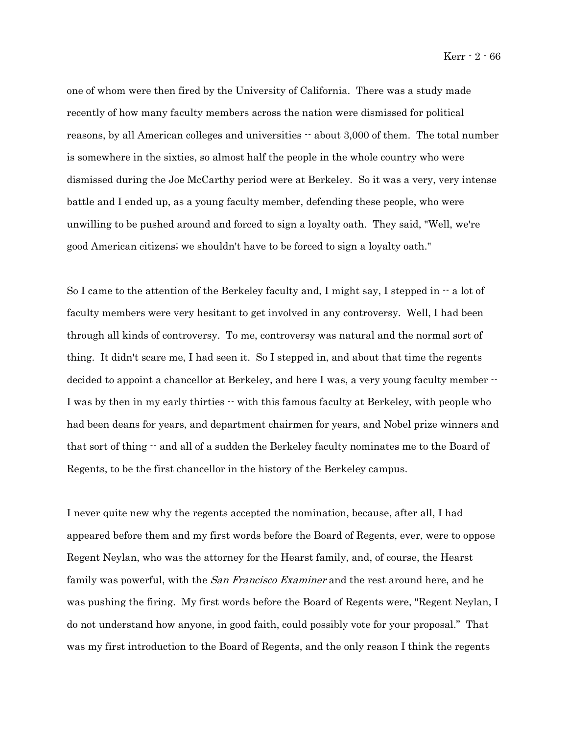one of whom were then fired by the University of California. There was a study made recently of how many faculty members across the nation were dismissed for political reasons, by all American colleges and universities -- about 3,000 of them. The total number is somewhere in the sixties, so almost half the people in the whole country who were dismissed during the Joe McCarthy period were at Berkeley. So it was a very, very intense battle and I ended up, as a young faculty member, defending these people, who were unwilling to be pushed around and forced to sign a loyalty oath. They said, "Well, we're good American citizens; we shouldn't have to be forced to sign a loyalty oath."

So I came to the attention of the Berkeley faculty and, I might say, I stepped in -- a lot of faculty members were very hesitant to get involved in any controversy. Well, I had been through all kinds of controversy. To me, controversy was natural and the normal sort of thing. It didn't scare me, I had seen it. So I stepped in, and about that time the regents decided to appoint a chancellor at Berkeley, and here I was, a very young faculty member -- I was by then in my early thirties -- with this famous faculty at Berkeley, with people who had been deans for years, and department chairmen for years, and Nobel prize winners and that sort of thing -- and all of a sudden the Berkeley faculty nominates me to the Board of Regents, to be the first chancellor in the history of the Berkeley campus.

I never quite new why the regents accepted the nomination, because, after all, I had appeared before them and my first words before the Board of Regents, ever, were to oppose Regent Neylan, who was the attorney for the Hearst family, and, of course, the Hearst family was powerful, with the *San Francisco Examiner* and the rest around here, and he was pushing the firing. My first words before the Board of Regents were, "Regent Neylan, I do not understand how anyone, in good faith, could possibly vote for your proposal." That was my first introduction to the Board of Regents, and the only reason I think the regents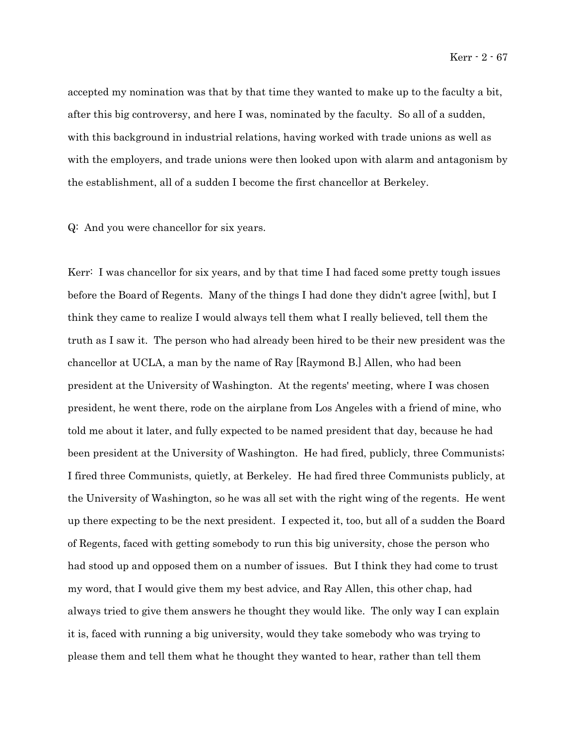accepted my nomination was that by that time they wanted to make up to the faculty a bit, after this big controversy, and here I was, nominated by the faculty. So all of a sudden, with this background in industrial relations, having worked with trade unions as well as with the employers, and trade unions were then looked upon with alarm and antagonism by the establishment, all of a sudden I become the first chancellor at Berkeley.

Q: And you were chancellor for six years.

Kerr: I was chancellor for six years, and by that time I had faced some pretty tough issues before the Board of Regents. Many of the things I had done they didn't agree [with], but I think they came to realize I would always tell them what I really believed, tell them the truth as I saw it. The person who had already been hired to be their new president was the chancellor at UCLA, a man by the name of Ray [Raymond B.] Allen, who had been president at the University of Washington. At the regents' meeting, where I was chosen president, he went there, rode on the airplane from Los Angeles with a friend of mine, who told me about it later, and fully expected to be named president that day, because he had been president at the University of Washington. He had fired, publicly, three Communists; I fired three Communists, quietly, at Berkeley. He had fired three Communists publicly, at the University of Washington, so he was all set with the right wing of the regents. He went up there expecting to be the next president. I expected it, too, but all of a sudden the Board of Regents, faced with getting somebody to run this big university, chose the person who had stood up and opposed them on a number of issues. But I think they had come to trust my word, that I would give them my best advice, and Ray Allen, this other chap, had always tried to give them answers he thought they would like. The only way I can explain it is, faced with running a big university, would they take somebody who was trying to please them and tell them what he thought they wanted to hear, rather than tell them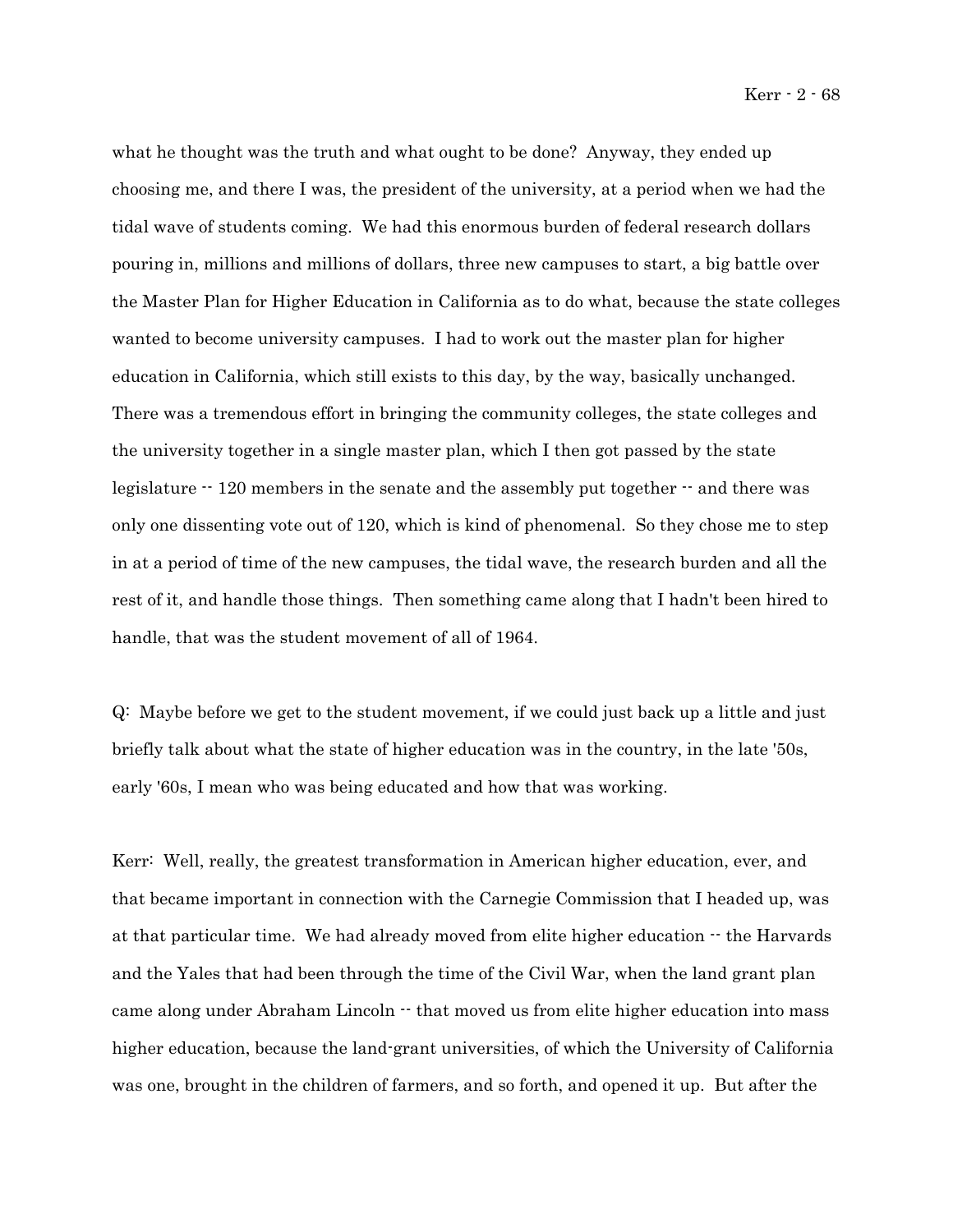what he thought was the truth and what ought to be done? Anyway, they ended up choosing me, and there I was, the president of the university, at a period when we had the tidal wave of students coming. We had this enormous burden of federal research dollars pouring in, millions and millions of dollars, three new campuses to start, a big battle over the Master Plan for Higher Education in California as to do what, because the state colleges wanted to become university campuses. I had to work out the master plan for higher education in California, which still exists to this day, by the way, basically unchanged. There was a tremendous effort in bringing the community colleges, the state colleges and the university together in a single master plan, which I then got passed by the state legislature -- 120 members in the senate and the assembly put together -- and there was only one dissenting vote out of 120, which is kind of phenomenal. So they chose me to step in at a period of time of the new campuses, the tidal wave, the research burden and all the rest of it, and handle those things. Then something came along that I hadn't been hired to handle, that was the student movement of all of 1964.

Q: Maybe before we get to the student movement, if we could just back up a little and just briefly talk about what the state of higher education was in the country, in the late '50s, early '60s, I mean who was being educated and how that was working.

Kerr: Well, really, the greatest transformation in American higher education, ever, and that became important in connection with the Carnegie Commission that I headed up, was at that particular time. We had already moved from elite higher education -- the Harvards and the Yales that had been through the time of the Civil War, when the land grant plan came along under Abraham Lincoln -- that moved us from elite higher education into mass higher education, because the land-grant universities, of which the University of California was one, brought in the children of farmers, and so forth, and opened it up. But after the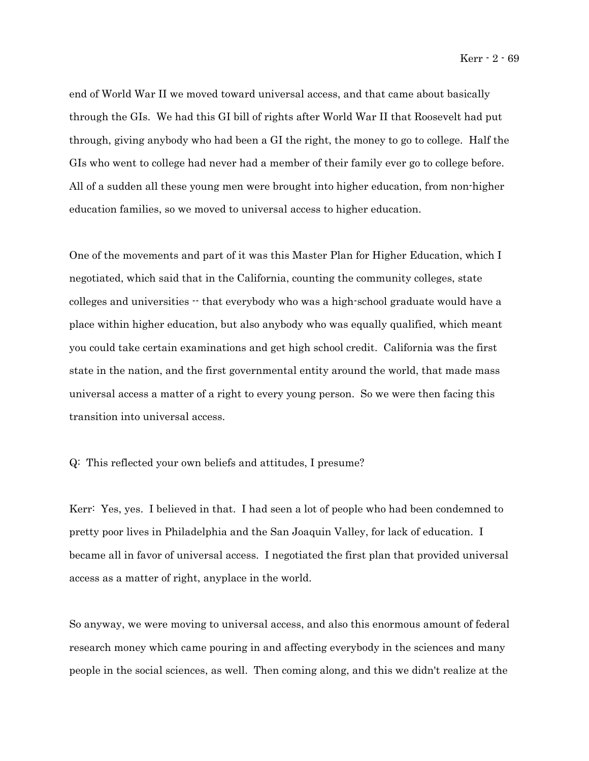end of World War II we moved toward universal access, and that came about basically through the GIs. We had this GI bill of rights after World War II that Roosevelt had put through, giving anybody who had been a GI the right, the money to go to college. Half the GIs who went to college had never had a member of their family ever go to college before. All of a sudden all these young men were brought into higher education, from non-higher education families, so we moved to universal access to higher education.

One of the movements and part of it was this Master Plan for Higher Education, which I negotiated, which said that in the California, counting the community colleges, state colleges and universities -- that everybody who was a high-school graduate would have a place within higher education, but also anybody who was equally qualified, which meant you could take certain examinations and get high school credit. California was the first state in the nation, and the first governmental entity around the world, that made mass universal access a matter of a right to every young person. So we were then facing this transition into universal access.

Q: This reflected your own beliefs and attitudes, I presume?

Kerr: Yes, yes. I believed in that. I had seen a lot of people who had been condemned to pretty poor lives in Philadelphia and the San Joaquin Valley, for lack of education. I became all in favor of universal access. I negotiated the first plan that provided universal access as a matter of right, anyplace in the world.

So anyway, we were moving to universal access, and also this enormous amount of federal research money which came pouring in and affecting everybody in the sciences and many people in the social sciences, as well. Then coming along, and this we didn't realize at the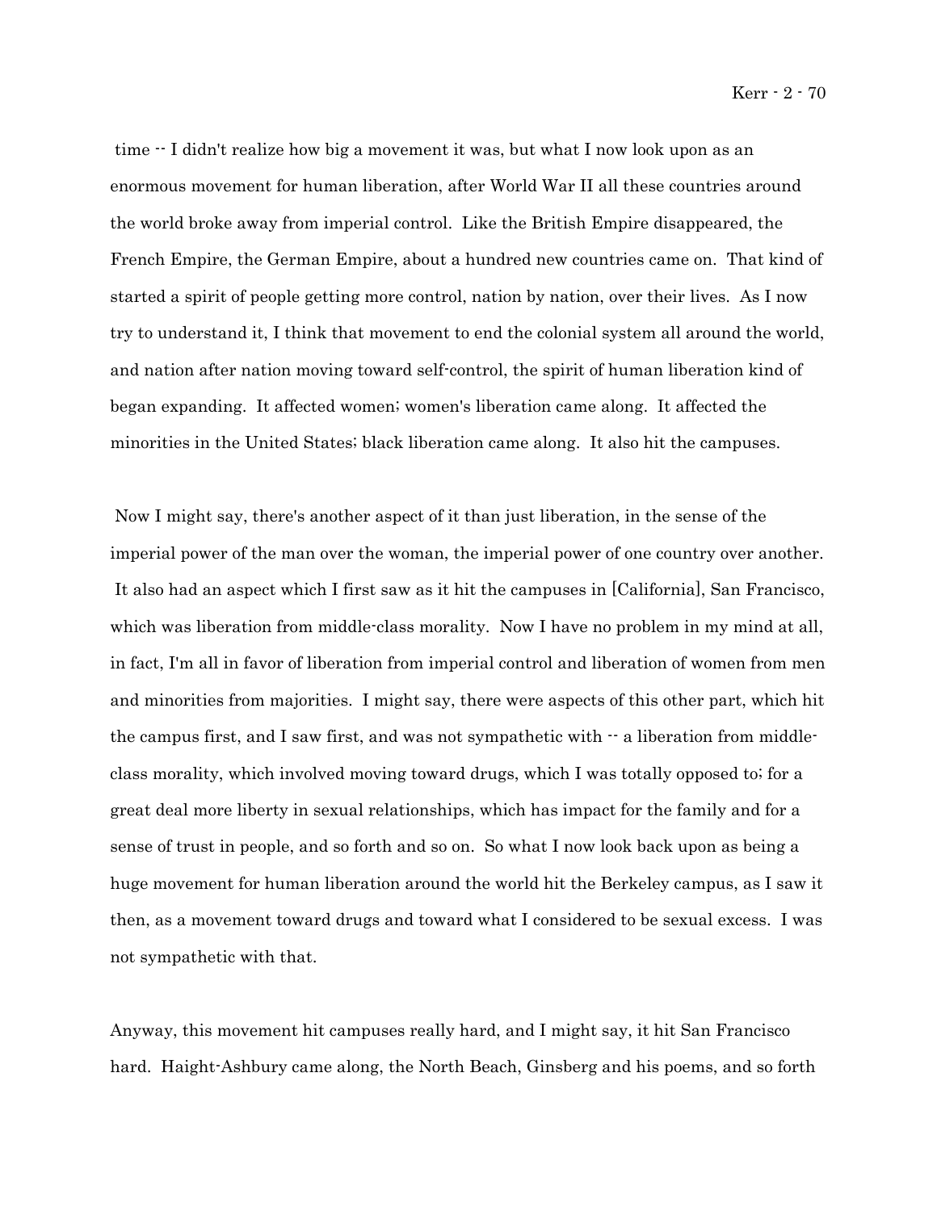time -- I didn't realize how big a movement it was, but what I now look upon as an enormous movement for human liberation, after World War II all these countries around the world broke away from imperial control. Like the British Empire disappeared, the French Empire, the German Empire, about a hundred new countries came on. That kind of started a spirit of people getting more control, nation by nation, over their lives. As I now try to understand it, I think that movement to end the colonial system all around the world, and nation after nation moving toward self-control, the spirit of human liberation kind of began expanding. It affected women; women's liberation came along. It affected the minorities in the United States; black liberation came along. It also hit the campuses.

Now I might say, there's another aspect of it than just liberation, in the sense of the imperial power of the man over the woman, the imperial power of one country over another. It also had an aspect which I first saw as it hit the campuses in [California], San Francisco, which was liberation from middle-class morality. Now I have no problem in my mind at all, in fact, I'm all in favor of liberation from imperial control and liberation of women from men and minorities from majorities. I might say, there were aspects of this other part, which hit the campus first, and I saw first, and was not sympathetic with -- a liberation from middle-class morality, which involved moving toward drugs, which I was totally opposed to; for a great deal more liberty in sexual relationships, which has impact for the family and for a sense of trust in people, and so forth and so on. So what I now look back upon as being a huge movement for human liberation around the world hit the Berkeley campus, as I saw it then, as a movement toward drugs and toward what I considered to be sexual excess. I was not sympathetic with that.

Anyway, this movement hit campuses really hard, and I might say, it hit San Francisco hard. Haight-Ashbury came along, the North Beach, Ginsberg and his poems, and so forth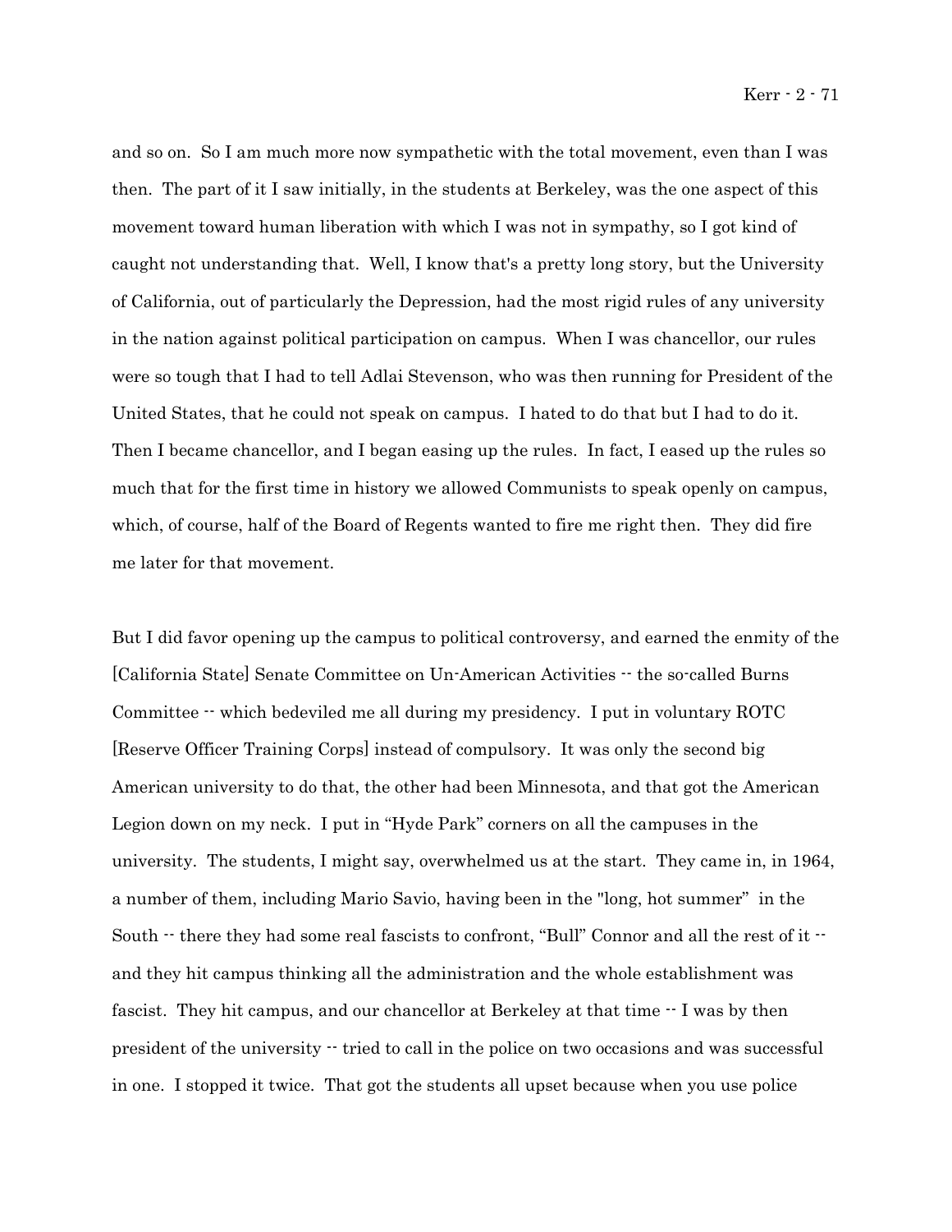and so on. So I am much more now sympathetic with the total movement, even than I was then. The part of it I saw initially, in the students at Berkeley, was the one aspect of this movement toward human liberation with which I was not in sympathy, so I got kind of caught not understanding that. Well, I know that's a pretty long story, but the University of California, out of particularly the Depression, had the most rigid rules of any university in the nation against political participation on campus. When I was chancellor, our rules were so tough that I had to tell Adlai Stevenson, who was then running for President of the United States, that he could not speak on campus. I hated to do that but I had to do it. Then I became chancellor, and I began easing up the rules. In fact, I eased up the rules so much that for the first time in history we allowed Communists to speak openly on campus, which, of course, half of the Board of Regents wanted to fire me right then. They did fire me later for that movement.

But I did favor opening up the campus to political controversy, and earned the enmity of the [California State] Senate Committee on Un-American Activities -- the so-called Burns Committee -- which bedeviled me all during my presidency. I put in voluntary ROTC [Reserve Officer Training Corps] instead of compulsory. It was only the second big American university to do that, the other had been Minnesota, and that got the American Legion down on my neck. I put in "Hyde Park" corners on all the campuses in the university. The students, I might say, overwhelmed us at the start. They came in, in 1964, a number of them, including Mario Savio, having been in the "long, hot summer" in the South -- there they had some real fascists to confront, "Bull" Connor and all the rest of it -- and they hit campus thinking all the administration and the whole establishment was fascist. They hit campus, and our chancellor at Berkeley at that time -- I was by then president of the university -- tried to call in the police on two occasions and was successful in one. I stopped it twice. That got the students all upset because when you use police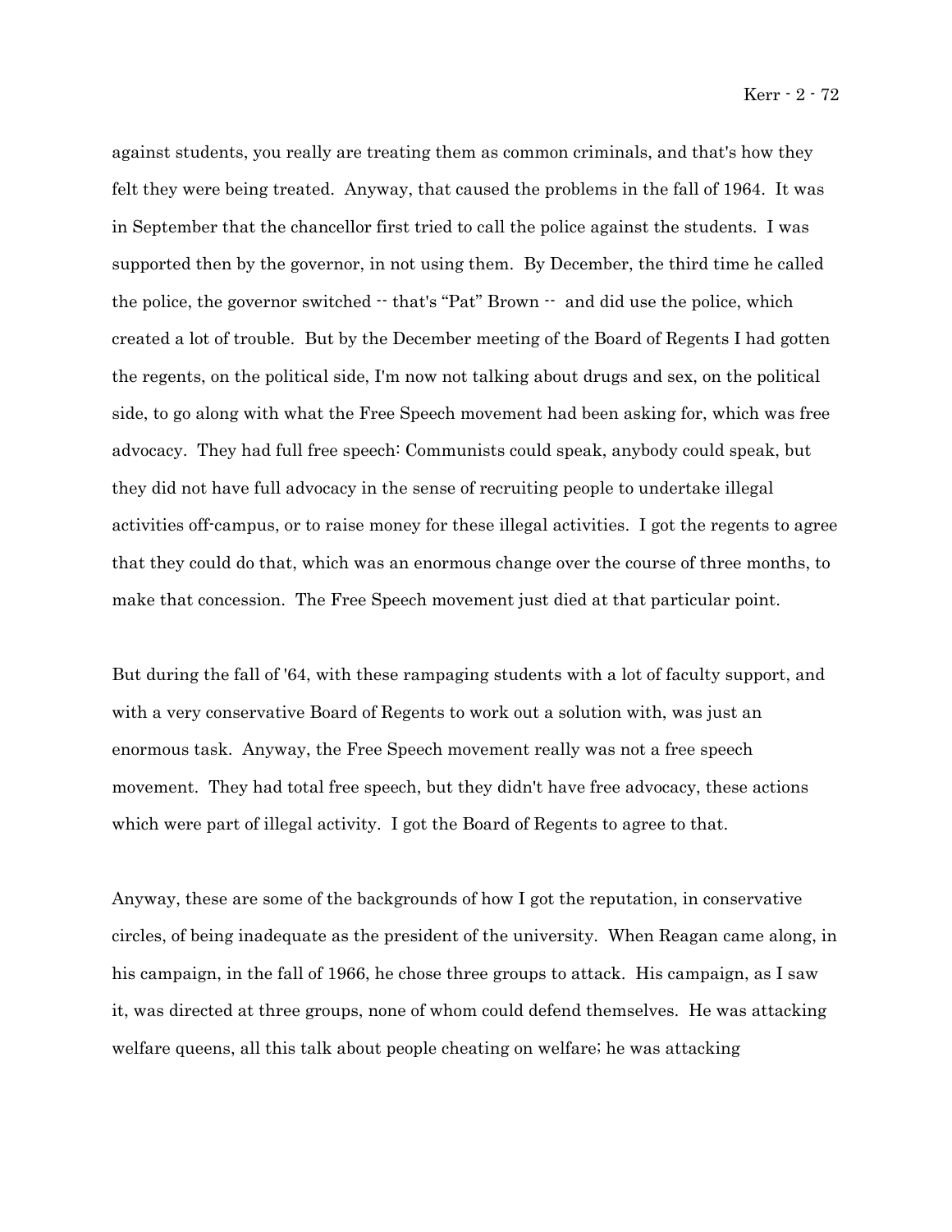against students, you really are treating them as common criminals, and that's how they felt they were being treated. Anyway, that caused the problems in the fall of 1964. It was in September that the chancellor first tried to call the police against the students. I was supported then by the governor, in not using them. By December, the third time he called the police, the governor switched -- that's "Pat" Brown -- and did use the police, which created a lot of trouble. But by the December meeting of the Board of Regents I had gotten the regents, on the political side, I'm now not talking about drugs and sex, on the political side, to go along with what the Free Speech movement had been asking for, which was free advocacy. They had full free speech: Communists could speak, anybody could speak, but they did not have full advocacy in the sense of recruiting people to undertake illegal activities off-campus, or to raise money for these illegal activities. I got the regents to agree that they could do that, which was an enormous change over the course of three months, to make that concession. The Free Speech movement just died at that particular point.

But during the fall of '64, with these rampaging students with a lot of faculty support, and with a very conservative Board of Regents to work out a solution with, was just an enormous task. Anyway, the Free Speech movement really was not a free speech movement. They had total free speech, but they didn't have free advocacy, these actions which were part of illegal activity. I got the Board of Regents to agree to that.

Anyway, these are some of the backgrounds of how I got the reputation, in conservative circles, of being inadequate as the president of the university. When Reagan came along, in his campaign, in the fall of 1966, he chose three groups to attack. His campaign, as I saw it, was directed at three groups, none of whom could defend themselves. He was attacking welfare queens, all this talk about people cheating on welfare; he was attacking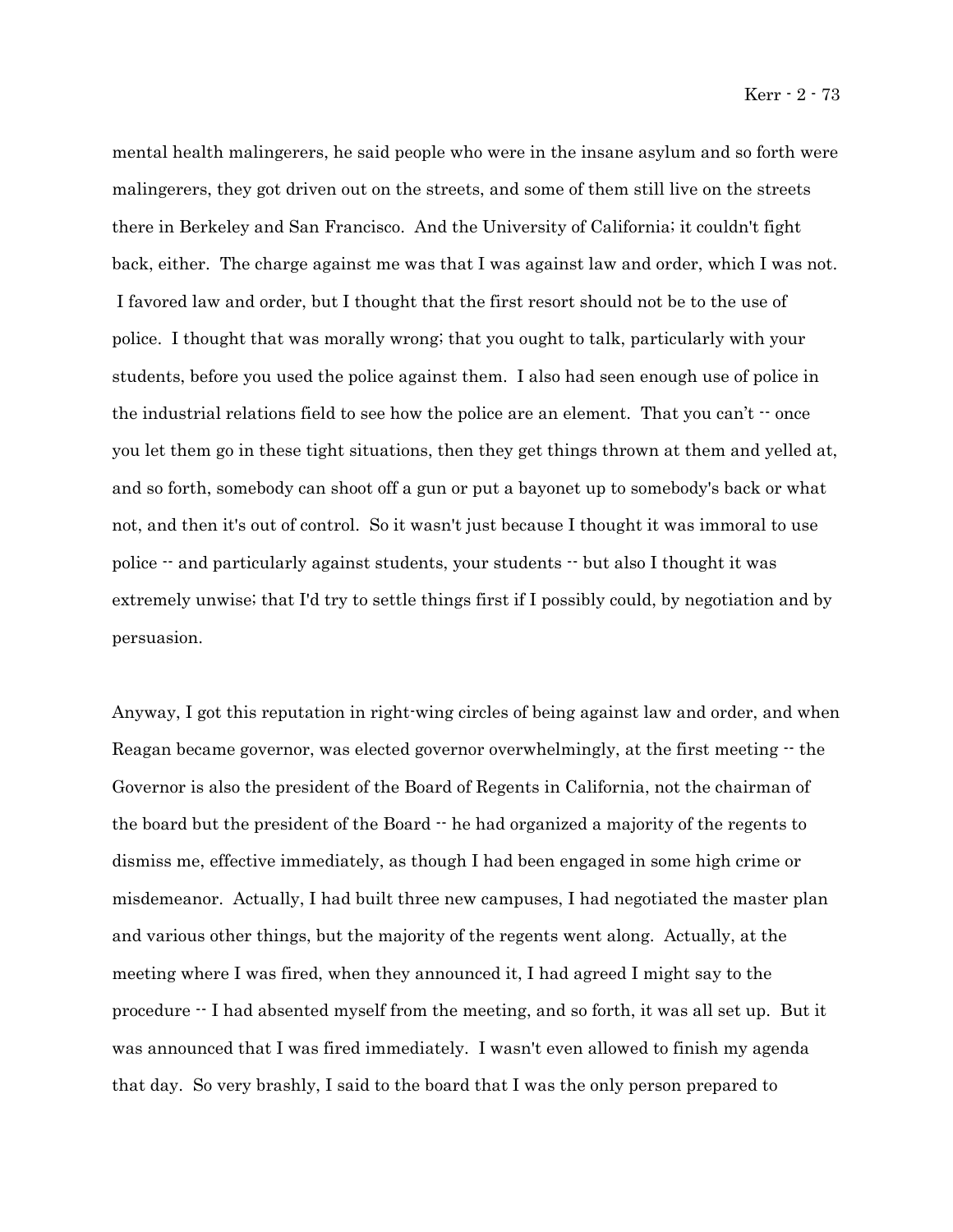mental health malingerers, he said people who were in the insane asylum and so forth were malingerers, they got driven out on the streets, and some of them still live on the streets there in Berkeley and San Francisco. And the University of California; it couldn't fight back, either. The charge against me was that I was against law and order, which I was not. I favored law and order, but I thought that the first resort should not be to the use of police. I thought that was morally wrong; that you ought to talk, particularly with your students, before you used the police against them. I also had seen enough use of police in the industrial relations field to see how the police are an element. That you can't -- once you let them go in these tight situations, then they get things thrown at them and yelled at, and so forth, somebody can shoot off a gun or put a bayonet up to somebody's back or what not, and then it's out of control. So it wasn't just because I thought it was immoral to use police -- and particularly against students, your students -- but also I thought it was extremely unwise; that I'd try to settle things first if I possibly could, by negotiation and by persuasion.

Anyway, I got this reputation in right-wing circles of being against law and order, and when Reagan became governor, was elected governor overwhelmingly, at the first meeting -- the Governor is also the president of the Board of Regents in California, not the chairman of the board but the president of the Board -- he had organized a majority of the regents to dismiss me, effective immediately, as though I had been engaged in some high crime or misdemeanor. Actually, I had built three new campuses, I had negotiated the master plan and various other things, but the majority of the regents went along. Actually, at the meeting where I was fired, when they announced it, I had agreed I might say to the procedure -- I had absented myself from the meeting, and so forth, it was all set up. But it was announced that I was fired immediately. I wasn't even allowed to finish my agenda that day. So very brashly, I said to the board that I was the only person prepared to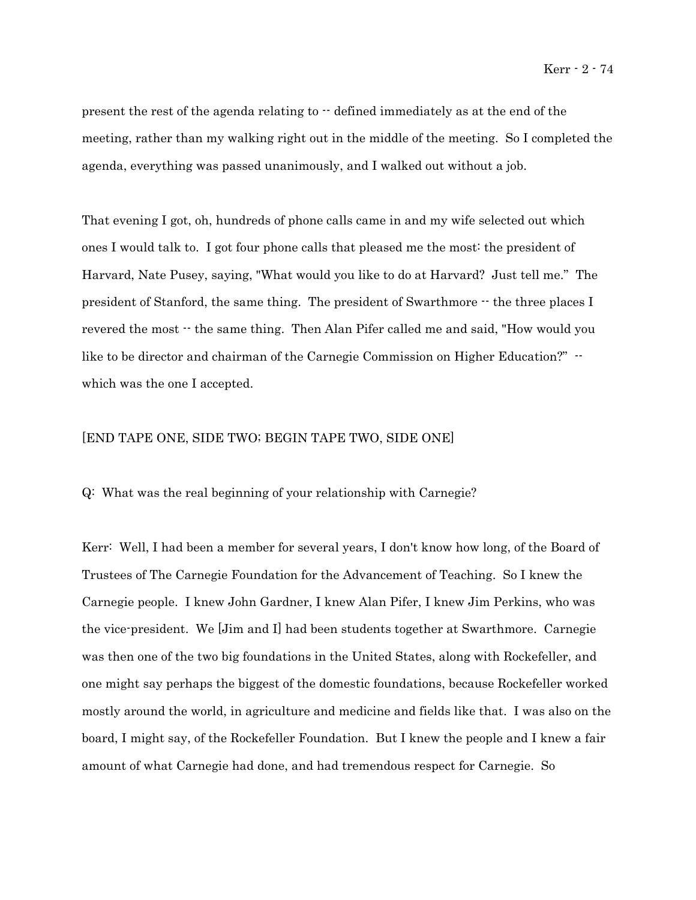present the rest of the agenda relating to -- defined immediately as at the end of the meeting, rather than my walking right out in the middle of the meeting. So I completed the agenda, everything was passed unanimously, and I walked out without a job.

That evening I got, oh, hundreds of phone calls came in and my wife selected out which ones I would talk to. I got four phone calls that pleased me the most: the president of Harvard, Nate Pusey, saying, "What would you like to do at Harvard? Just tell me." The president of Stanford, the same thing. The president of Swarthmore -- the three places I revered the most -- the same thing. Then Alan Pifer called me and said, "How would you like to be director and chairman of the Carnegie Commission on Higher Education?" -- which was the one I accepted.

[END TAPE ONE, SIDE TWO; BEGIN TAPE TWO, SIDE ONE]

Q: What was the real beginning of your relationship with Carnegie?

Kerr: Well, I had been a member for several years, I don't know how long, of the Board of Trustees of The Carnegie Foundation for the Advancement of Teaching. So I knew the Carnegie people. I knew John Gardner, I knew Alan Pifer, I knew Jim Perkins, who was the vice-president. We [Jim and I] had been students together at Swarthmore. Carnegie was then one of the two big foundations in the United States, along with Rockefeller, and one might say perhaps the biggest of the domestic foundations, because Rockefeller worked mostly around the world, in agriculture and medicine and fields like that. I was also on the board, I might say, of the Rockefeller Foundation. But I knew the people and I knew a fair amount of what Carnegie had done, and had tremendous respect for Carnegie. So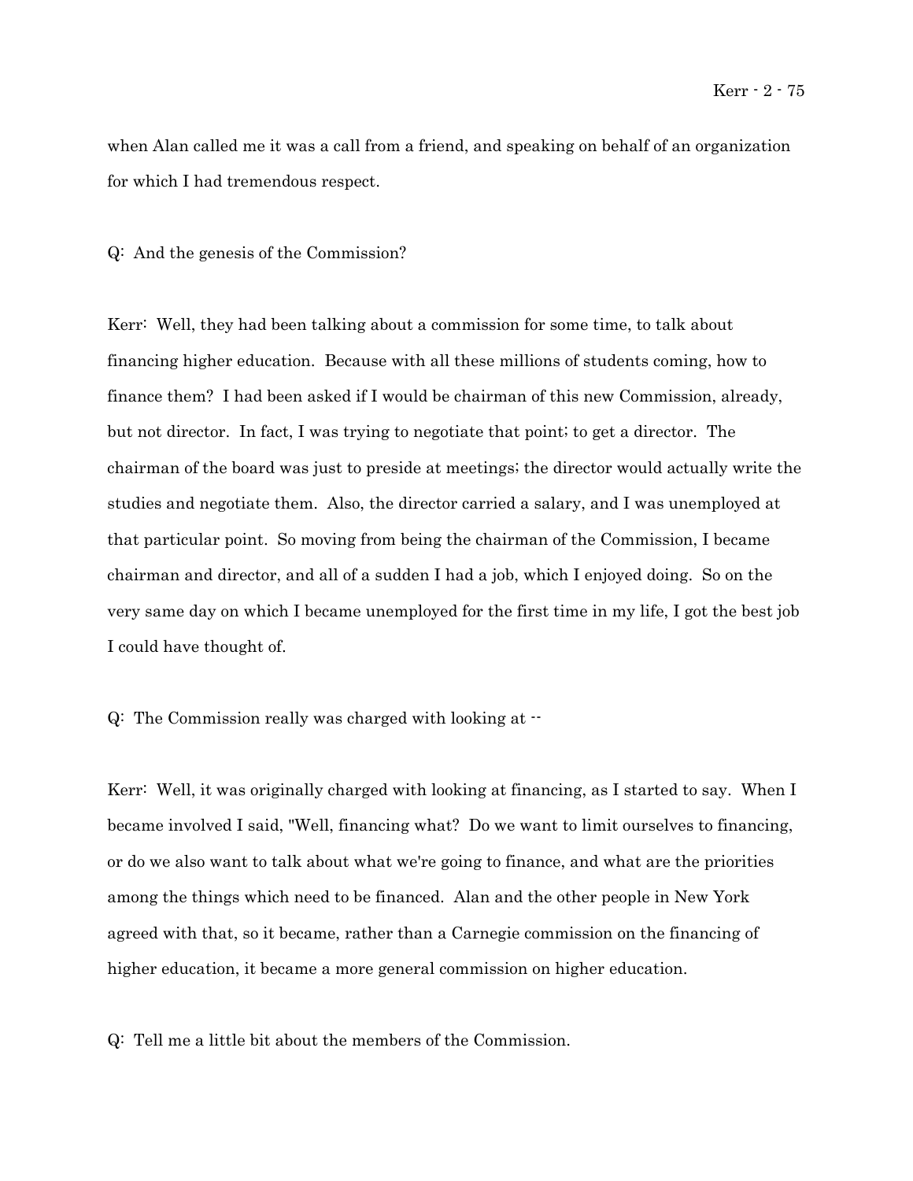when Alan called me it was a call from a friend, and speaking on behalf of an organization for which I had tremendous respect.

Q: And the genesis of the Commission?

Kerr: Well, they had been talking about a commission for some time, to talk about financing higher education. Because with all these millions of students coming, how to finance them? I had been asked if I would be chairman of this new Commission, already, but not director. In fact, I was trying to negotiate that point; to get a director. The chairman of the board was just to preside at meetings; the director would actually write the studies and negotiate them. Also, the director carried a salary, and I was unemployed at that particular point. So moving from being the chairman of the Commission, I became chairman and director, and all of a sudden I had a job, which I enjoyed doing. So on the very same day on which I became unemployed for the first time in my life, I got the best job I could have thought of.

Q: The Commission really was charged with looking at --

Kerr: Well, it was originally charged with looking at financing, as I started to say. When I became involved I said, "Well, financing what? Do we want to limit ourselves to financing, or do we also want to talk about what we're going to finance, and what are the priorities among the things which need to be financed. Alan and the other people in New York agreed with that, so it became, rather than a Carnegie commission on the financing of higher education, it became a more general commission on higher education.

Q: Tell me a little bit about the members of the Commission.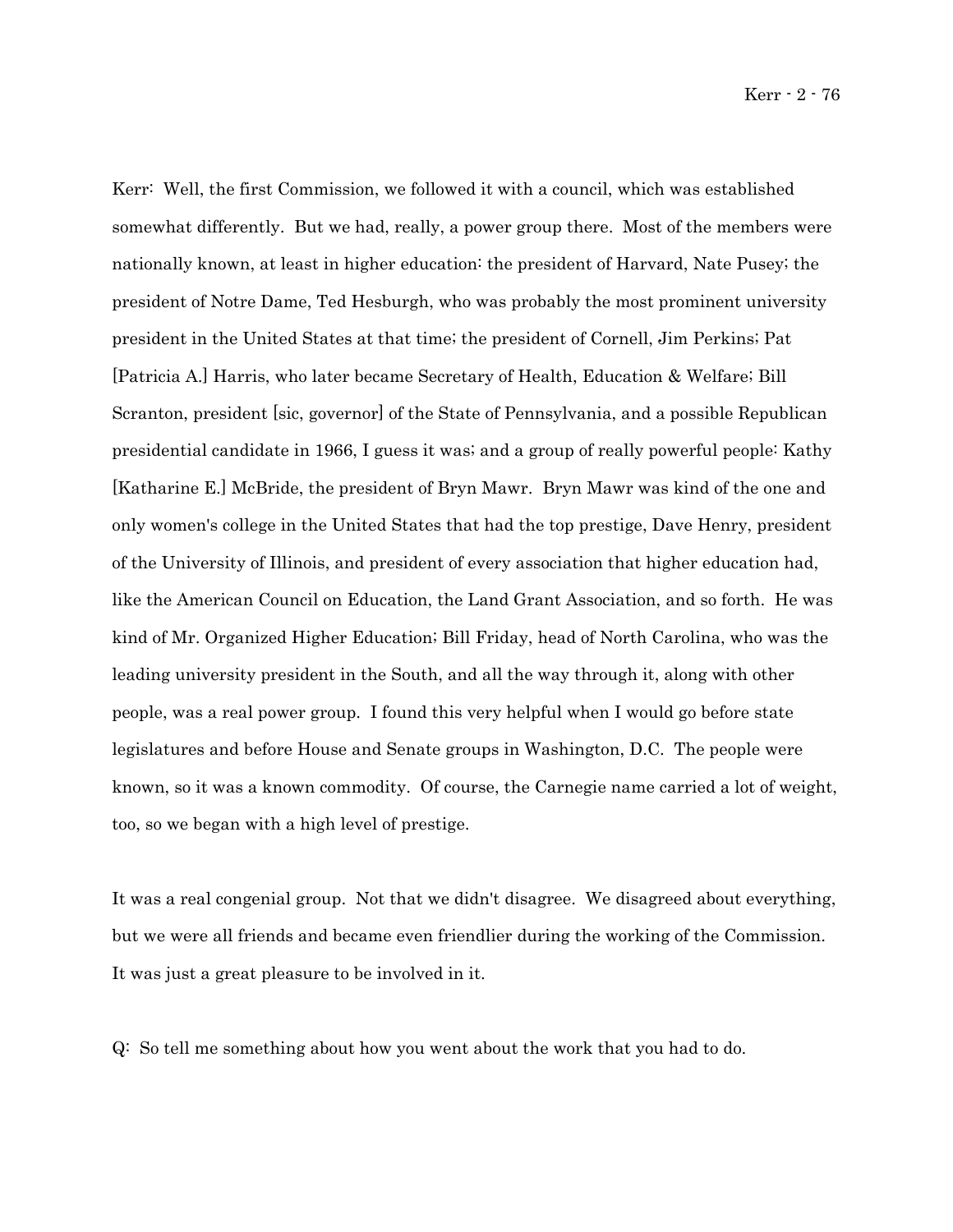Kerr: Well, the first Commission, we followed it with a council, which was established somewhat differently. But we had, really, a power group there. Most of the members were nationally known, at least in higher education: the president of Harvard, Nate Pusey; the president of Notre Dame, Ted Hesburgh, who was probably the most prominent university president in the United States at that time; the president of Cornell, Jim Perkins; Pat [Patricia A.] Harris, who later became Secretary of Health, Education & Welfare; Bill Scranton, president [sic, governor] of the State of Pennsylvania, and a possible Republican presidential candidate in 1966, I guess it was; and a group of really powerful people: Kathy [Katharine E.] McBride, the president of Bryn Mawr. Bryn Mawr was kind of the one and only women's college in the United States that had the top prestige, Dave Henry, president of the University of Illinois, and president of every association that higher education had, like the American Council on Education, the Land Grant Association, and so forth. He was kind of Mr. Organized Higher Education; Bill Friday, head of North Carolina, who was the leading university president in the South, and all the way through it, along with other people, was a real power group. I found this very helpful when I would go before state legislatures and before House and Senate groups in Washington, D.C. The people were known, so it was a known commodity. Of course, the Carnegie name carried a lot of weight, too, so we began with a high level of prestige.

It was a real congenial group. Not that we didn't disagree. We disagreed about everything, but we were all friends and became even friendlier during the working of the Commission. It was just a great pleasure to be involved in it.

Q: So tell me something about how you went about the work that you had to do.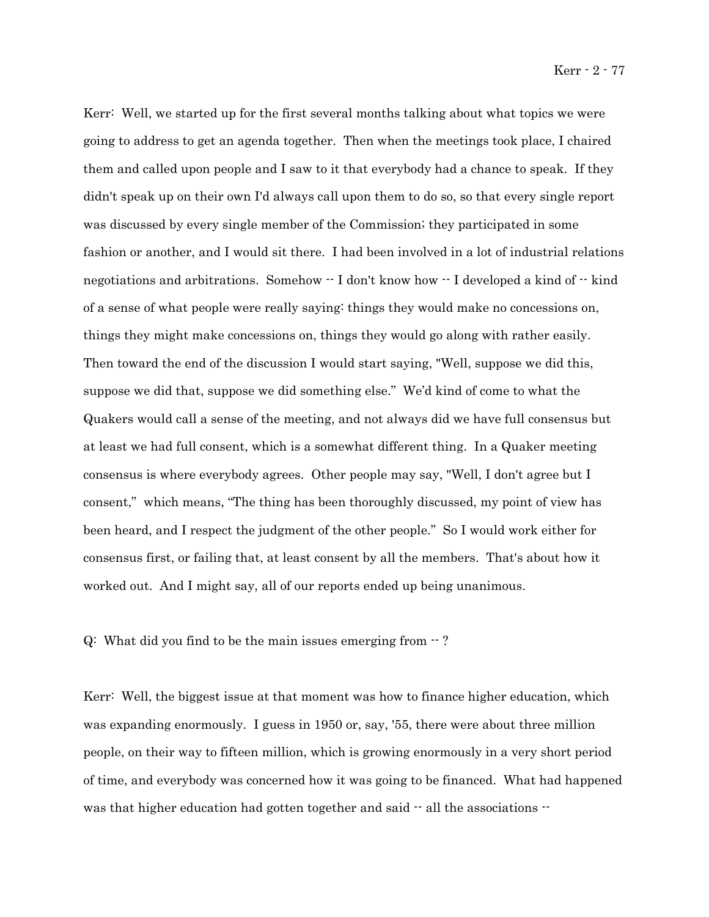Kerr: Well, we started up for the first several months talking about what topics we were going to address to get an agenda together. Then when the meetings took place, I chaired them and called upon people and I saw to it that everybody had a chance to speak. If they didn't speak up on their own I'd always call upon them to do so, so that every single report was discussed by every single member of the Commission; they participated in some fashion or another, and I would sit there. I had been involved in a lot of industrial relations negotiations and arbitrations. Somehow -- I don't know how -- I developed a kind of -- kind of a sense of what people were really saying: things they would make no concessions on, things they might make concessions on, things they would go along with rather easily. Then toward the end of the discussion I would start saying, "Well, suppose we did this, suppose we did that, suppose we did something else." We'd kind of come to what the Quakers would call a sense of the meeting, and not always did we have full consensus but at least we had full consent, which is a somewhat different thing. In a Quaker meeting consensus is where everybody agrees. Other people may say, "Well, I don't agree but I consent," which means, "The thing has been thoroughly discussed, my point of view has been heard, and I respect the judgment of the other people." So I would work either for consensus first, or failing that, at least consent by all the members. That's about how it worked out. And I might say, all of our reports ended up being unanimous.

Q: What did you find to be the main issues emerging from -- ?

Kerr: Well, the biggest issue at that moment was how to finance higher education, which was expanding enormously. I guess in 1950 or, say, '55, there were about three million people, on their way to fifteen million, which is growing enormously in a very short period of time, and everybody was concerned how it was going to be financed. What had happened was that higher education had gotten together and said -- all the associations --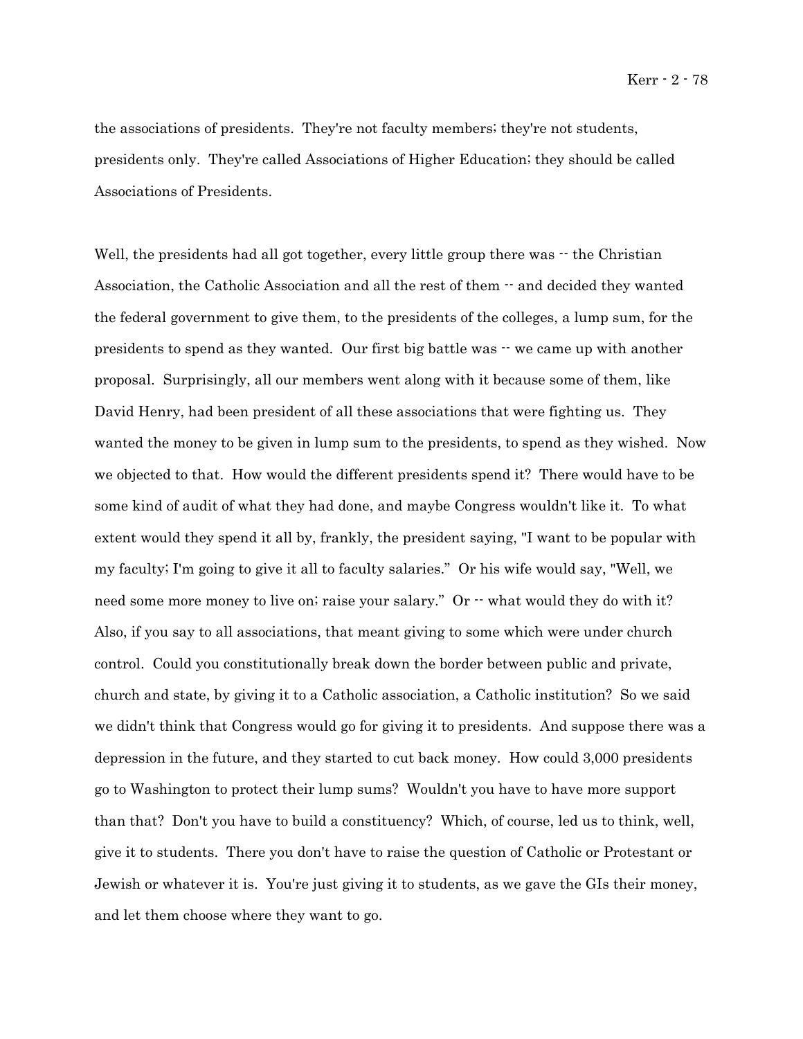the associations of presidents. They're not faculty members; they're not students, presidents only. They're called Associations of Higher Education; they should be called Associations of Presidents.

Well, the presidents had all got together, every little group there was -- the Christian Association, the Catholic Association and all the rest of them -- and decided they wanted the federal government to give them, to the presidents of the colleges, a lump sum, for the presidents to spend as they wanted. Our first big battle was -- we came up with another proposal. Surprisingly, all our members went along with it because some of them, like David Henry, had been president of all these associations that were fighting us. They wanted the money to be given in lump sum to the presidents, to spend as they wished. Now we objected to that. How would the different presidents spend it? There would have to be some kind of audit of what they had done, and maybe Congress wouldn't like it. To what extent would they spend it all by, frankly, the president saying, "I want to be popular with my faculty; I'm going to give it all to faculty salaries." Or his wife would say, "Well, we need some more money to live on; raise your salary." Or -- what would they do with it? Also, if you say to all associations, that meant giving to some which were under church control. Could you constitutionally break down the border between public and private, church and state, by giving it to a Catholic association, a Catholic institution? So we said we didn't think that Congress would go for giving it to presidents. And suppose there was a depression in the future, and they started to cut back money. How could 3,000 presidents go to Washington to protect their lump sums? Wouldn't you have to have more support than that? Don't you have to build a constituency? Which, of course, led us to think, well, give it to students. There you don't have to raise the question of Catholic or Protestant or Jewish or whatever it is. You're just giving it to students, as we gave the GIs their money, and let them choose where they want to go.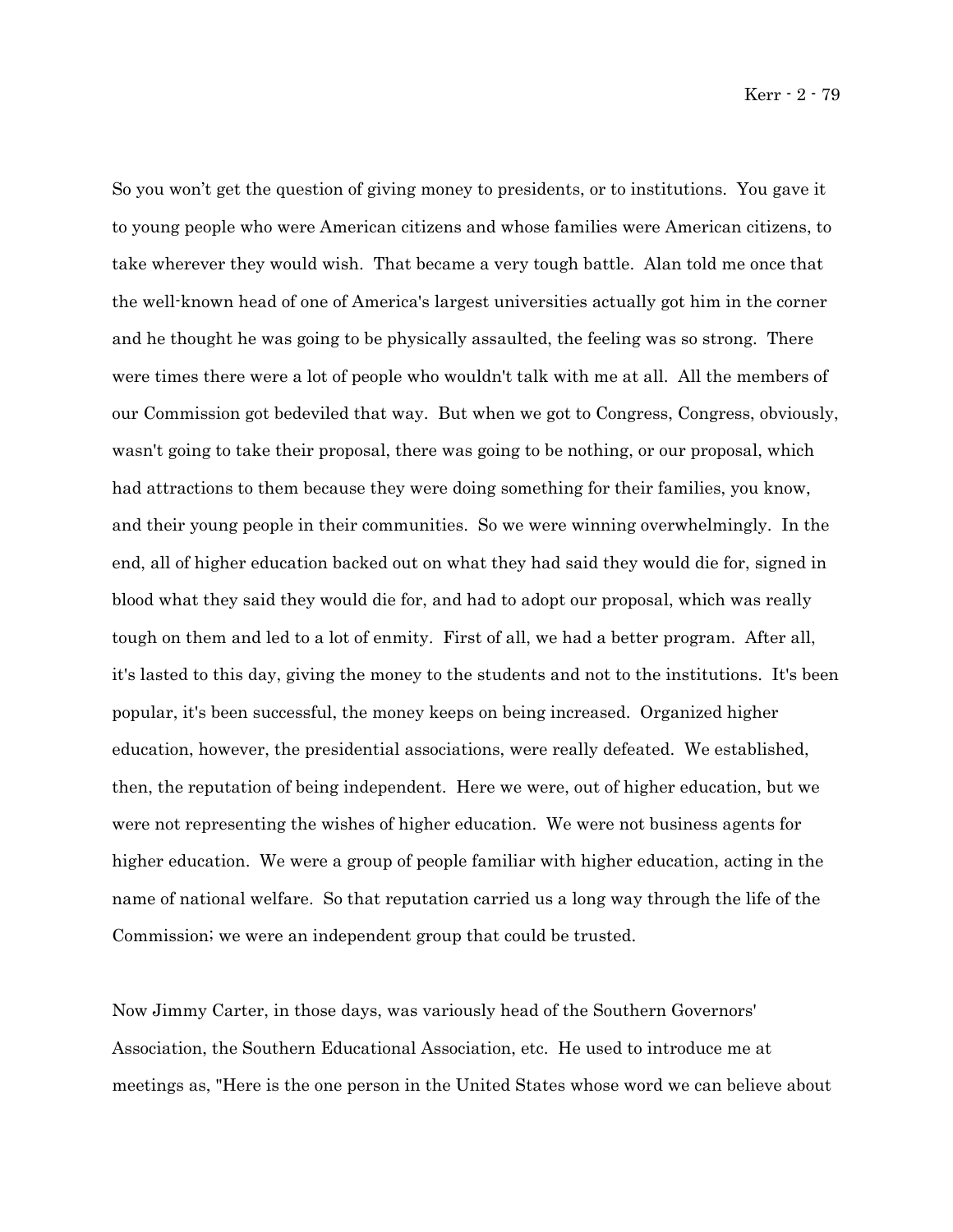So you won't get the question of giving money to presidents, or to institutions. You gave it to young people who were American citizens and whose families were American citizens, to take wherever they would wish. That became a very tough battle. Alan told me once that the well-known head of one of America's largest universities actually got him in the corner and he thought he was going to be physically assaulted, the feeling was so strong. There were times there were a lot of people who wouldn't talk with me at all. All the members of our Commission got bedeviled that way. But when we got to Congress, Congress, obviously, wasn't going to take their proposal, there was going to be nothing, or our proposal, which had attractions to them because they were doing something for their families, you know, and their young people in their communities. So we were winning overwhelmingly. In the end, all of higher education backed out on what they had said they would die for, signed in blood what they said they would die for, and had to adopt our proposal, which was really tough on them and led to a lot of enmity. First of all, we had a better program. After all, it's lasted to this day, giving the money to the students and not to the institutions. It's been popular, it's been successful, the money keeps on being increased. Organized higher education, however, the presidential associations, were really defeated. We established, then, the reputation of being independent. Here we were, out of higher education, but we were not representing the wishes of higher education. We were not business agents for higher education. We were a group of people familiar with higher education, acting in the name of national welfare. So that reputation carried us a long way through the life of the Commission; we were an independent group that could be trusted.

Now Jimmy Carter, in those days, was variously head of the Southern Governors' Association, the Southern Educational Association, etc. He used to introduce me at meetings as, "Here is the one person in the United States whose word we can believe about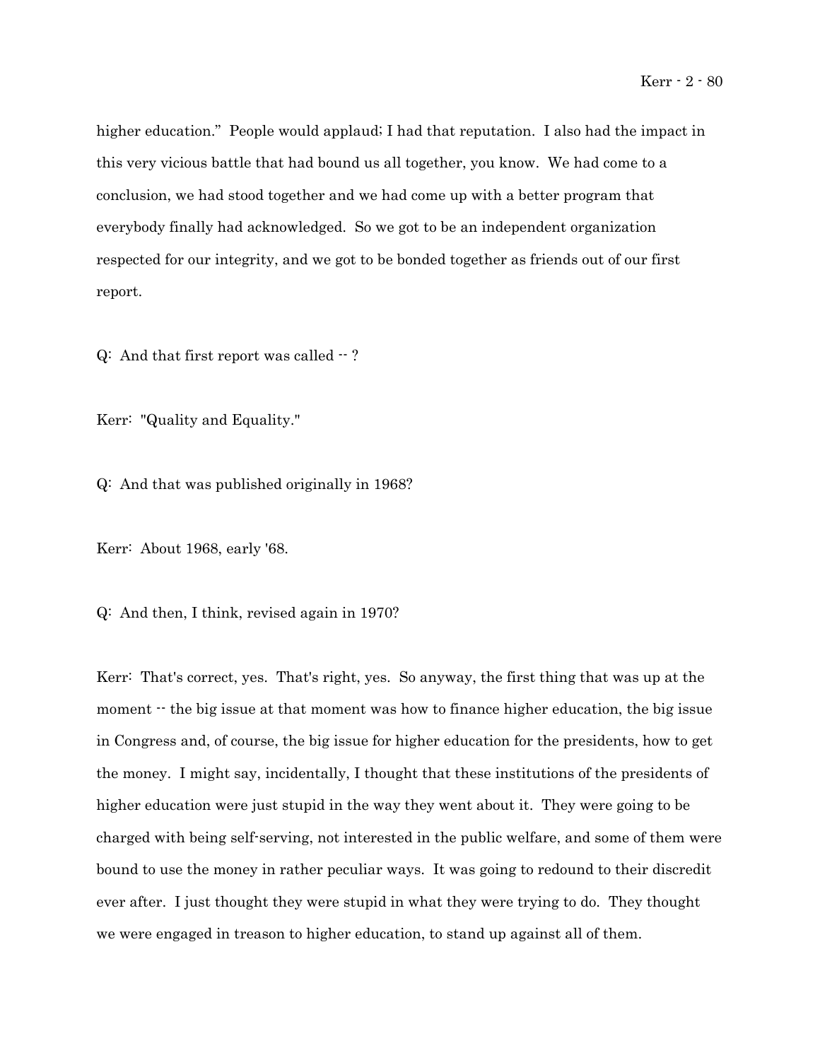higher education." People would applaud; I had that reputation. I also had the impact in this very vicious battle that had bound us all together, you know. We had come to a conclusion, we had stood together and we had come up with a better program that everybody finally had acknowledged. So we got to be an independent organization respected for our integrity, and we got to be bonded together as friends out of our first report.

Q: And that first report was called -- ?

Kerr: "Quality and Equality."

Q: And that was published originally in 1968?

Kerr: About 1968, early '68.

Q: And then, I think, revised again in 1970?

Kerr: That's correct, yes. That's right, yes. So anyway, the first thing that was up at the moment -- the big issue at that moment was how to finance higher education, the big issue in Congress and, of course, the big issue for higher education for the presidents, how to get the money. I might say, incidentally, I thought that these institutions of the presidents of higher education were just stupid in the way they went about it. They were going to be charged with being self-serving, not interested in the public welfare, and some of them were bound to use the money in rather peculiar ways. It was going to redound to their discredit ever after. I just thought they were stupid in what they were trying to do. They thought we were engaged in treason to higher education, to stand up against all of them.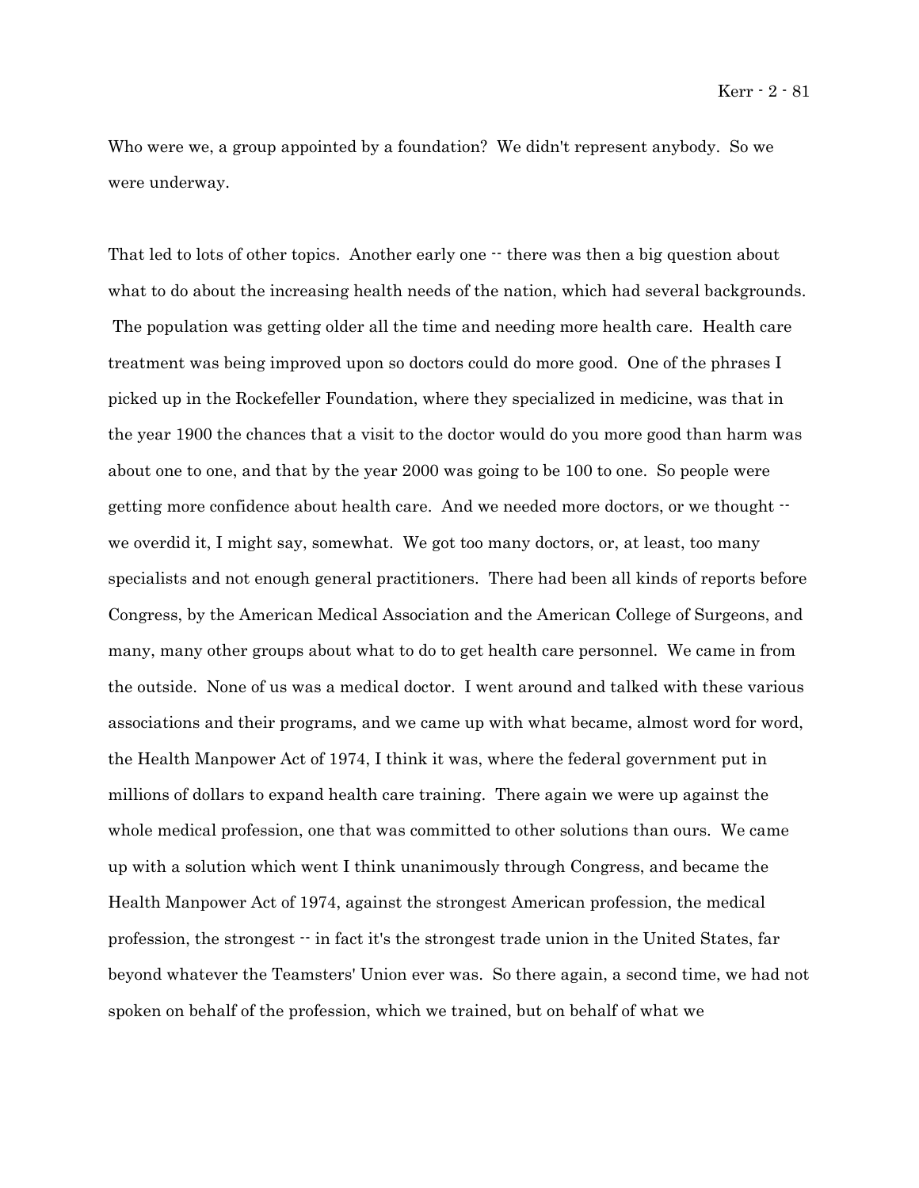Who were we, a group appointed by a foundation? We didn't represent anybody. So we were underway.

That led to lots of other topics. Another early one -- there was then a big question about what to do about the increasing health needs of the nation, which had several backgrounds. The population was getting older all the time and needing more health care. Health care treatment was being improved upon so doctors could do more good. One of the phrases I picked up in the Rockefeller Foundation, where they specialized in medicine, was that in the year 1900 the chances that a visit to the doctor would do you more good than harm was about one to one, and that by the year 2000 was going to be 100 to one. So people were getting more confidence about health care. And we needed more doctors, or we thought -- we overdid it, I might say, somewhat. We got too many doctors, or, at least, too many specialists and not enough general practitioners. There had been all kinds of reports before Congress, by the American Medical Association and the American College of Surgeons, and many, many other groups about what to do to get health care personnel. We came in from the outside. None of us was a medical doctor. I went around and talked with these various associations and their programs, and we came up with what became, almost word for word, the Health Manpower Act of 1974, I think it was, where the federal government put in millions of dollars to expand health care training. There again we were up against the whole medical profession, one that was committed to other solutions than ours. We came up with a solution which went I think unanimously through Congress, and became the Health Manpower Act of 1974, against the strongest American profession, the medical profession, the strongest -- in fact it's the strongest trade union in the United States, far beyond whatever the Teamsters' Union ever was. So there again, a second time, we had not spoken on behalf of the profession, which we trained, but on behalf of what we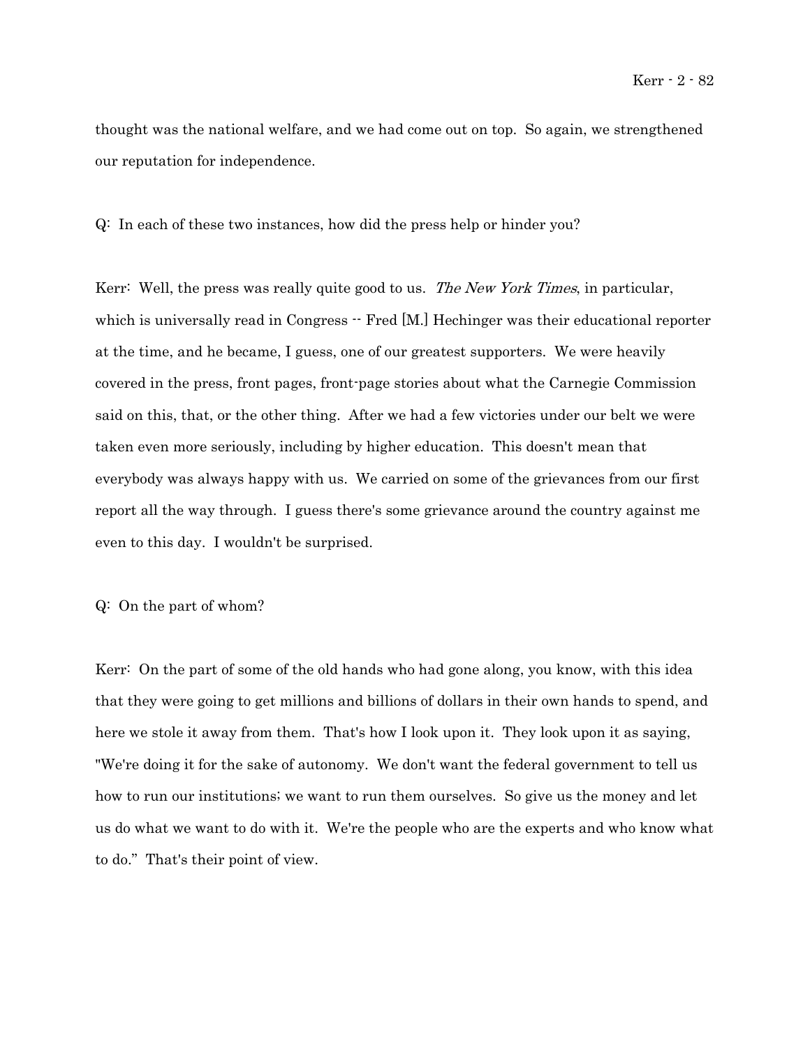thought was the national welfare, and we had come out on top. So again, we strengthened our reputation for independence.

Q: In each of these two instances, how did the press help or hinder you?

Kerr: Well, the press was really quite good to us. *The New York Times*, in particular, which is universally read in Congress -- Fred [M.] Hechinger was their educational reporter at the time, and he became, I guess, one of our greatest supporters. We were heavily covered in the press, front pages, front-page stories about what the Carnegie Commission said on this, that, or the other thing. After we had a few victories under our belt we were taken even more seriously, including by higher education. This doesn't mean that everybody was always happy with us. We carried on some of the grievances from our first report all the way through. I guess there's some grievance around the country against me even to this day. I wouldn't be surprised.

Q: On the part of whom?

Kerr: On the part of some of the old hands who had gone along, you know, with this idea that they were going to get millions and billions of dollars in their own hands to spend, and here we stole it away from them. That's how I look upon it. They look upon it as saying, "We're doing it for the sake of autonomy. We don't want the federal government to tell us how to run our institutions; we want to run them ourselves. So give us the money and let us do what we want to do with it. We're the people who are the experts and who know what to do." That's their point of view.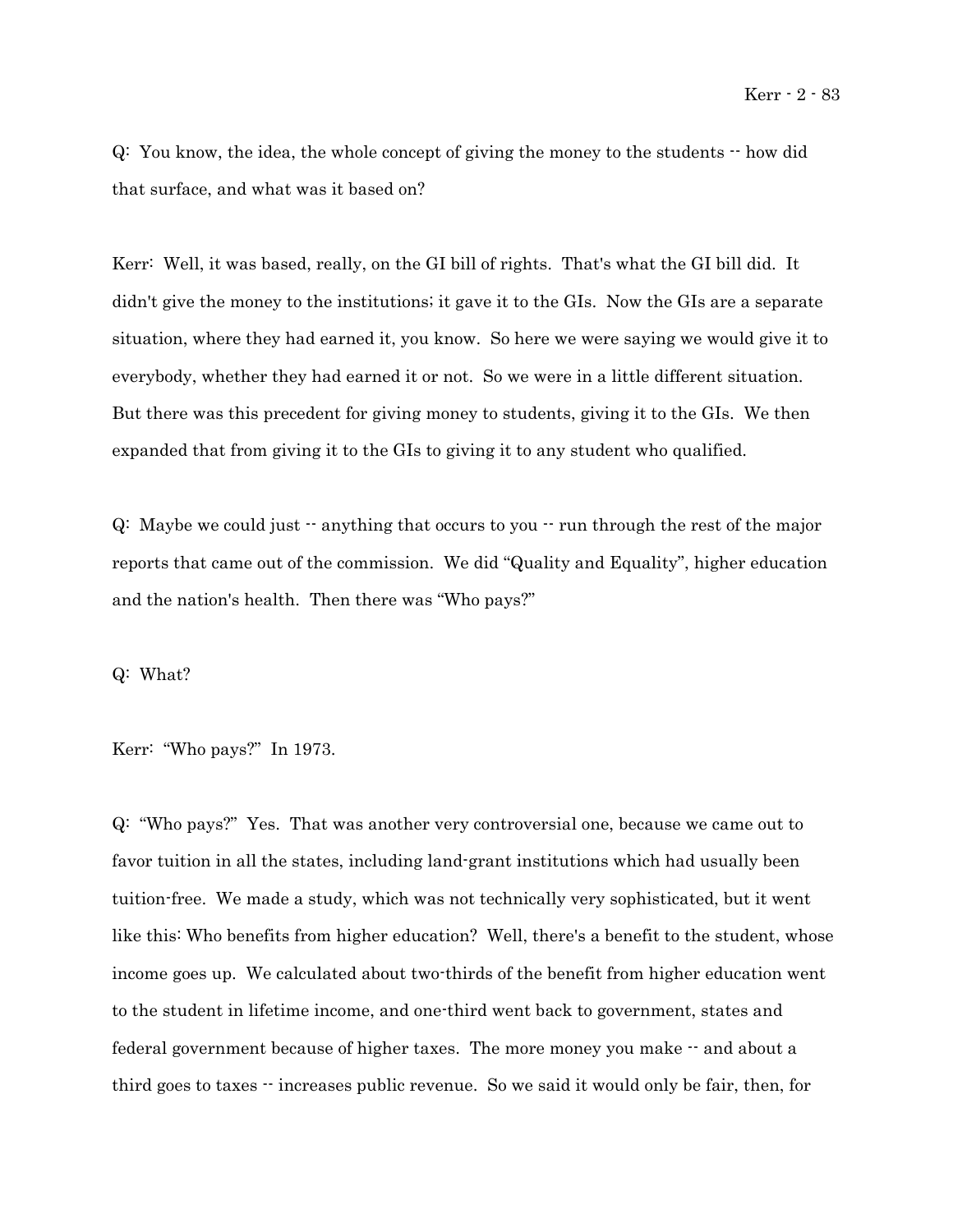Q: You know, the idea, the whole concept of giving the money to the students -- how did that surface, and what was it based on?

Kerr: Well, it was based, really, on the GI bill of rights. That's what the GI bill did. It didn't give the money to the institutions; it gave it to the GIs. Now the GIs are a separate situation, where they had earned it, you know. So here we were saying we would give it to everybody, whether they had earned it or not. So we were in a little different situation. But there was this precedent for giving money to students, giving it to the GIs. We then expanded that from giving it to the GIs to giving it to any student who qualified.

Q: Maybe we could just -- anything that occurs to you -- run through the rest of the major reports that came out of the commission. We did "Quality and Equality", higher education and the nation's health. Then there was "Who pays?"

Q: What?

Kerr: "Who pays?" In 1973.

Q: "Who pays?" Yes. That was another very controversial one, because we came out to favor tuition in all the states, including land-grant institutions which had usually been tuition-free. We made a study, which was not technically very sophisticated, but it went like this: Who benefits from higher education? Well, there's a benefit to the student, whose income goes up. We calculated about two-thirds of the benefit from higher education went to the student in lifetime income, and one-third went back to government, states and federal government because of higher taxes. The more money you make -- and about a third goes to taxes -- increases public revenue. So we said it would only be fair, then, for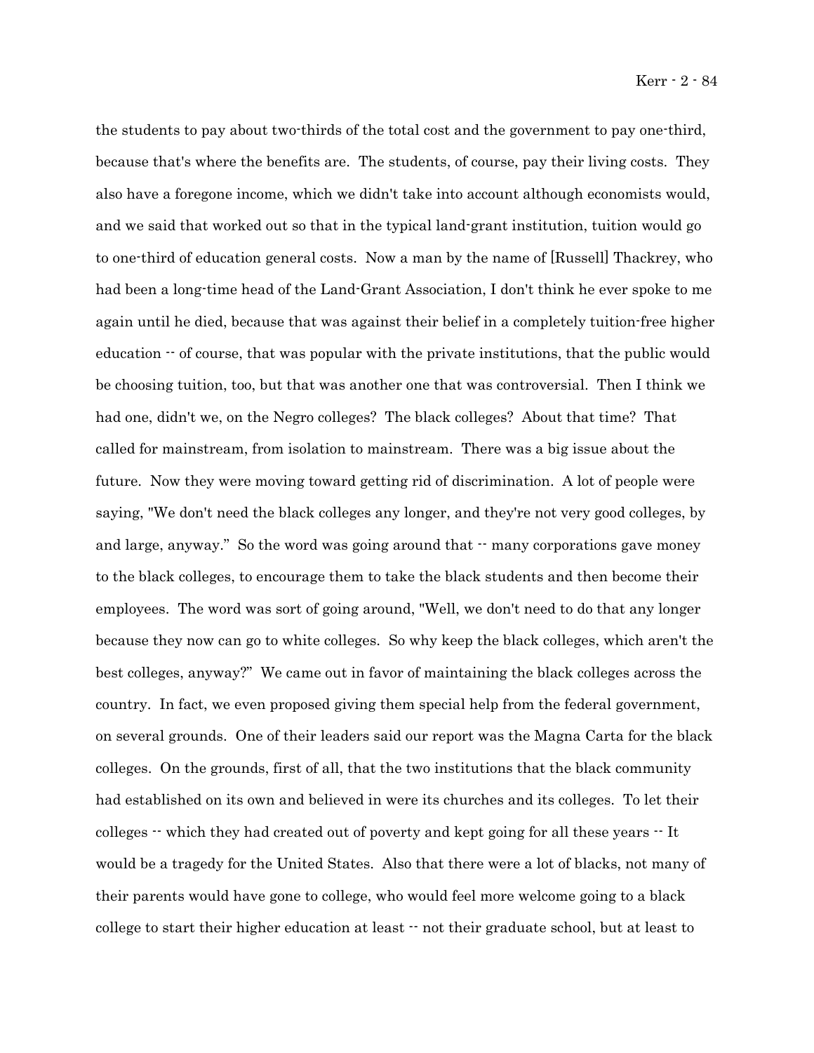the students to pay about two-thirds of the total cost and the government to pay one-third, because that's where the benefits are. The students, of course, pay their living costs. They also have a foregone income, which we didn't take into account although economists would, and we said that worked out so that in the typical land-grant institution, tuition would go to one-third of education general costs. Now a man by the name of [Russell] Thackrey, who had been a long-time head of the Land-Grant Association, I don't think he ever spoke to me again until he died, because that was against their belief in a completely tuition-free higher education -- of course, that was popular with the private institutions, that the public would be choosing tuition, too, but that was another one that was controversial. Then I think we had one, didn't we, on the Negro colleges? The black colleges? About that time? That called for mainstream, from isolation to mainstream. There was a big issue about the future. Now they were moving toward getting rid of discrimination. A lot of people were saying, "We don't need the black colleges any longer, and they're not very good colleges, by and large, anyway." So the word was going around that -- many corporations gave money to the black colleges, to encourage them to take the black students and then become their employees. The word was sort of going around, "Well, we don't need to do that any longer because they now can go to white colleges. So why keep the black colleges, which aren't the best colleges, anyway?" We came out in favor of maintaining the black colleges across the country. In fact, we even proposed giving them special help from the federal government, on several grounds. One of their leaders said our report was the Magna Carta for the black colleges. On the grounds, first of all, that the two institutions that the black community had established on its own and believed in were its churches and its colleges. To let their colleges -- which they had created out of poverty and kept going for all these years -- It would be a tragedy for the United States. Also that there were a lot of blacks, not many of their parents would have gone to college, who would feel more welcome going to a black college to start their higher education at least -- not their graduate school, but at least to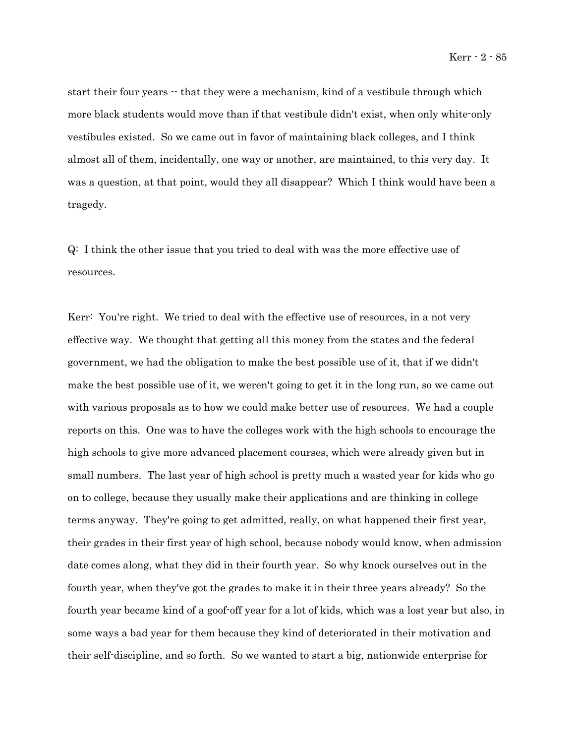start their four years -- that they were a mechanism, kind of a vestibule through which more black students would move than if that vestibule didn't exist, when only white-only vestibules existed. So we came out in favor of maintaining black colleges, and I think almost all of them, incidentally, one way or another, are maintained, to this very day. It was a question, at that point, would they all disappear? Which I think would have been a tragedy.

Q: I think the other issue that you tried to deal with was the more effective use of resources.

Kerr: You're right. We tried to deal with the effective use of resources, in a not very effective way. We thought that getting all this money from the states and the federal government, we had the obligation to make the best possible use of it, that if we didn't make the best possible use of it, we weren't going to get it in the long run, so we came out with various proposals as to how we could make better use of resources. We had a couple reports on this. One was to have the colleges work with the high schools to encourage the high schools to give more advanced placement courses, which were already given but in small numbers. The last year of high school is pretty much a wasted year for kids who go on to college, because they usually make their applications and are thinking in college terms anyway. They're going to get admitted, really, on what happened their first year, their grades in their first year of high school, because nobody would know, when admission date comes along, what they did in their fourth year. So why knock ourselves out in the fourth year, when they've got the grades to make it in their three years already? So the fourth year became kind of a goof-off year for a lot of kids, which was a lost year but also, in some ways a bad year for them because they kind of deteriorated in their motivation and their self-discipline, and so forth. So we wanted to start a big, nationwide enterprise for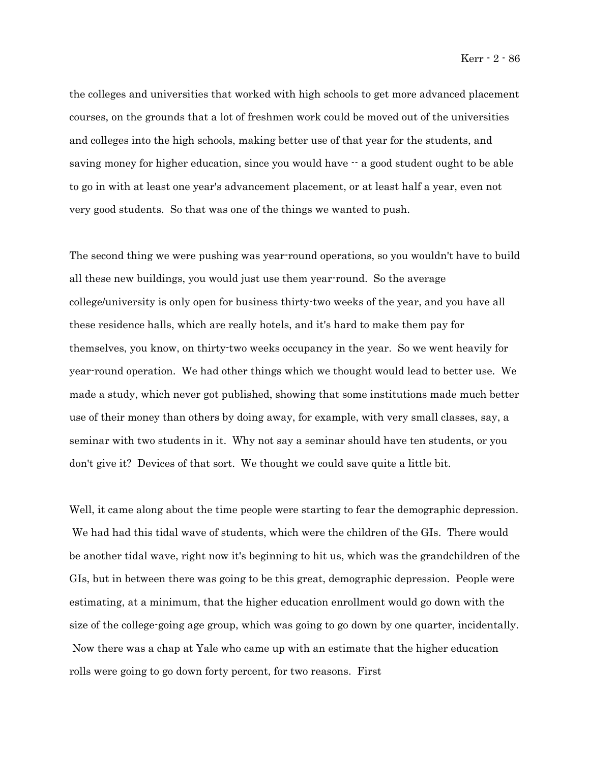the colleges and universities that worked with high schools to get more advanced placement courses, on the grounds that a lot of freshmen work could be moved out of the universities and colleges into the high schools, making better use of that year for the students, and saving money for higher education, since you would have -- a good student ought to be able to go in with at least one year's advancement placement, or at least half a year, even not very good students. So that was one of the things we wanted to push.

The second thing we were pushing was year-round operations, so you wouldn't have to build all these new buildings, you would just use them year-round. So the average college/university is only open for business thirty-two weeks of the year, and you have all these residence halls, which are really hotels, and it's hard to make them pay for themselves, you know, on thirty-two weeks occupancy in the year. So we went heavily for year-round operation. We had other things which we thought would lead to better use. We made a study, which never got published, showing that some institutions made much better use of their money than others by doing away, for example, with very small classes, say, a seminar with two students in it. Why not say a seminar should have ten students, or you don't give it? Devices of that sort. We thought we could save quite a little bit.

Well, it came along about the time people were starting to fear the demographic depression. We had had this tidal wave of students, which were the children of the GIs. There would be another tidal wave, right now it's beginning to hit us, which was the grandchildren of the GIs, but in between there was going to be this great, demographic depression. People were estimating, at a minimum, that the higher education enrollment would go down with the size of the college-going age group, which was going to go down by one quarter, incidentally. Now there was a chap at Yale who came up with an estimate that the higher education rolls were going to go down forty percent, for two reasons. First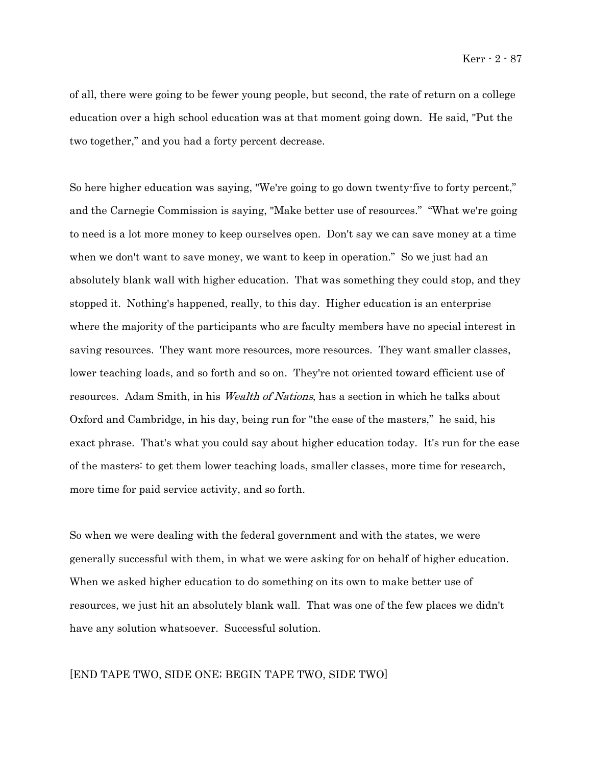of all, there were going to be fewer young people, but second, the rate of return on a college education over a high school education was at that moment going down. He said, "Put the two together," and you had a forty percent decrease.

So here higher education was saying, "We're going to go down twenty-five to forty percent," and the Carnegie Commission is saying, "Make better use of resources." "What we're going to need is a lot more money to keep ourselves open. Don't say we can save money at a time when we don't want to save money, we want to keep in operation." So we just had an absolutely blank wall with higher education. That was something they could stop, and they stopped it. Nothing's happened, really, to this day. Higher education is an enterprise where the majority of the participants who are faculty members have no special interest in saving resources. They want more resources, more resources. They want smaller classes, lower teaching loads, and so forth and so on. They're not oriented toward efficient use of resources. Adam Smith, in his *Wealth of Nations*, has a section in which he talks about Oxford and Cambridge, in his day, being run for "the ease of the masters," he said, his exact phrase. That's what you could say about higher education today. It's run for the ease of the masters: to get them lower teaching loads, smaller classes, more time for research, more time for paid service activity, and so forth.

So when we were dealing with the federal government and with the states, we were generally successful with them, in what we were asking for on behalf of higher education. When we asked higher education to do something on its own to make better use of resources, we just hit an absolutely blank wall. That was one of the few places we didn't have any solution whatsoever. Successful solution.

[END TAPE TWO, SIDE ONE; BEGIN TAPE TWO, SIDE TWO]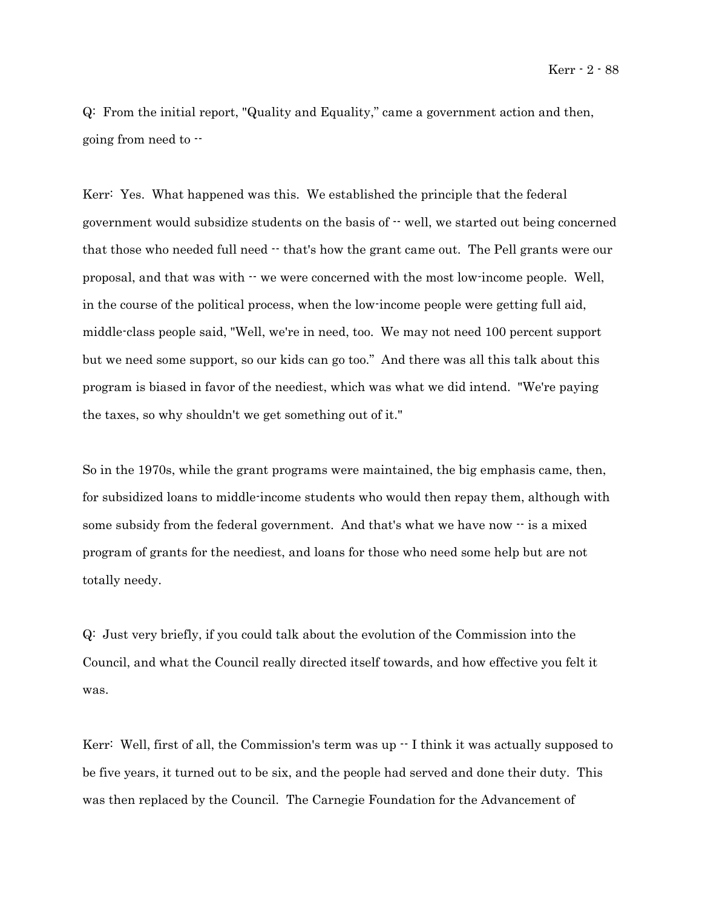Q: From the initial report, "Quality and Equality," came a government action and then, going from need to --

Kerr: Yes. What happened was this. We established the principle that the federal government would subsidize students on the basis of -- well, we started out being concerned that those who needed full need -- that's how the grant came out. The Pell grants were our proposal, and that was with -- we were concerned with the most low-income people. Well, in the course of the political process, when the low-income people were getting full aid, middle-class people said, "Well, we're in need, too. We may not need 100 percent support but we need some support, so our kids can go too." And there was all this talk about this program is biased in favor of the neediest, which was what we did intend. "We're paying the taxes, so why shouldn't we get something out of it."

So in the 1970s, while the grant programs were maintained, the big emphasis came, then, for subsidized loans to middle-income students who would then repay them, although with some subsidy from the federal government. And that's what we have now -- is a mixed program of grants for the neediest, and loans for those who need some help but are not totally needy.

Q: Just very briefly, if you could talk about the evolution of the Commission into the Council, and what the Council really directed itself towards, and how effective you felt it was.

Kerr: Well, first of all, the Commission's term was up -- I think it was actually supposed to be five years, it turned out to be six, and the people had served and done their duty. This was then replaced by the Council. The Carnegie Foundation for the Advancement of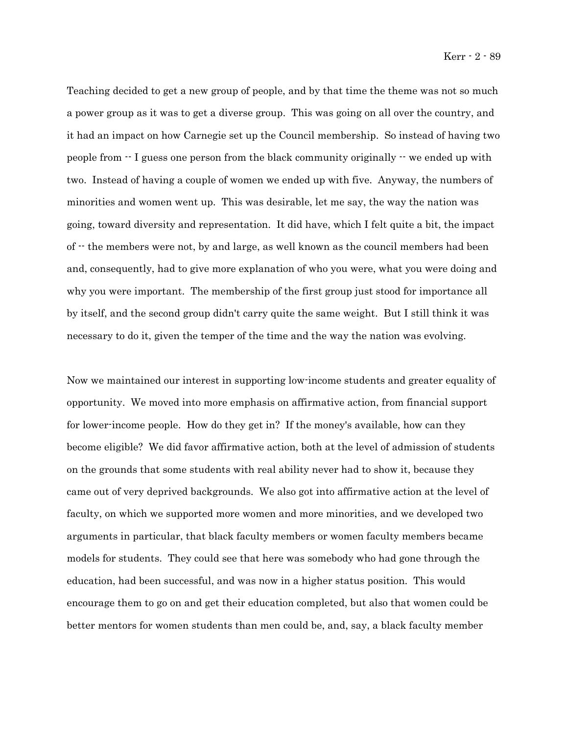Teaching decided to get a new group of people, and by that time the theme was not so much a power group as it was to get a diverse group. This was going on all over the country, and it had an impact on how Carnegie set up the Council membership. So instead of having two people from -- I guess one person from the black community originally -- we ended up with two. Instead of having a couple of women we ended up with five. Anyway, the numbers of minorities and women went up. This was desirable, let me say, the way the nation was going, toward diversity and representation. It did have, which I felt quite a bit, the impact of -- the members were not, by and large, as well known as the council members had been and, consequently, had to give more explanation of who you were, what you were doing and why you were important. The membership of the first group just stood for importance all by itself, and the second group didn't carry quite the same weight. But I still think it was necessary to do it, given the temper of the time and the way the nation was evolving.

Now we maintained our interest in supporting low-income students and greater equality of opportunity. We moved into more emphasis on affirmative action, from financial support for lower-income people. How do they get in? If the money's available, how can they become eligible? We did favor affirmative action, both at the level of admission of students on the grounds that some students with real ability never had to show it, because they came out of very deprived backgrounds. We also got into affirmative action at the level of faculty, on which we supported more women and more minorities, and we developed two arguments in particular, that black faculty members or women faculty members became models for students. They could see that here was somebody who had gone through the education, had been successful, and was now in a higher status position. This would encourage them to go on and get their education completed, but also that women could be better mentors for women students than men could be, and, say, a black faculty member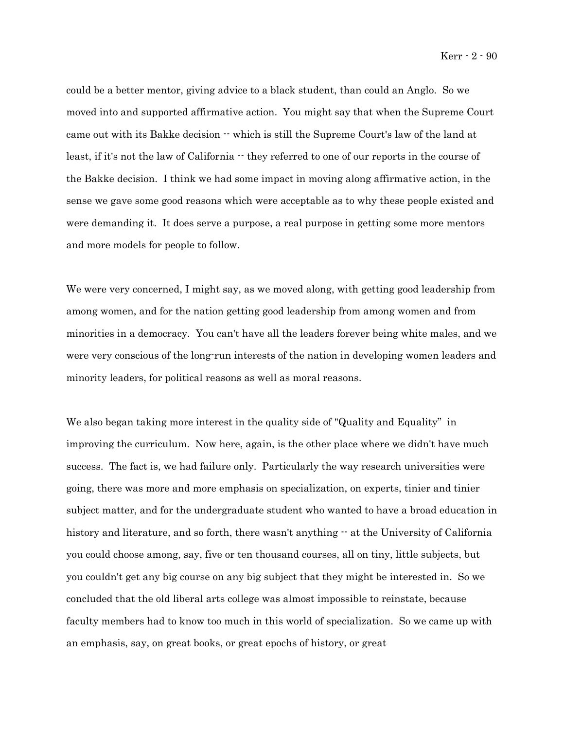could be a better mentor, giving advice to a black student, than could an Anglo. So we moved into and supported affirmative action. You might say that when the Supreme Court came out with its Bakke decision -- which is still the Supreme Court's law of the land at least, if it's not the law of California -- they referred to one of our reports in the course of the Bakke decision. I think we had some impact in moving along affirmative action, in the sense we gave some good reasons which were acceptable as to why these people existed and were demanding it. It does serve a purpose, a real purpose in getting some more mentors and more models for people to follow.

We were very concerned, I might say, as we moved along, with getting good leadership from among women, and for the nation getting good leadership from among women and from minorities in a democracy. You can't have all the leaders forever being white males, and we were very conscious of the long-run interests of the nation in developing women leaders and minority leaders, for political reasons as well as moral reasons.

We also began taking more interest in the quality side of "Quality and Equality" in improving the curriculum. Now here, again, is the other place where we didn't have much success. The fact is, we had failure only. Particularly the way research universities were going, there was more and more emphasis on specialization, on experts, tinier and tinier subject matter, and for the undergraduate student who wanted to have a broad education in history and literature, and so forth, there wasn't anything -- at the University of California you could choose among, say, five or ten thousand courses, all on tiny, little subjects, but you couldn't get any big course on any big subject that they might be interested in. So we concluded that the old liberal arts college was almost impossible to reinstate, because faculty members had to know too much in this world of specialization. So we came up with an emphasis, say, on great books, or great epochs of history, or great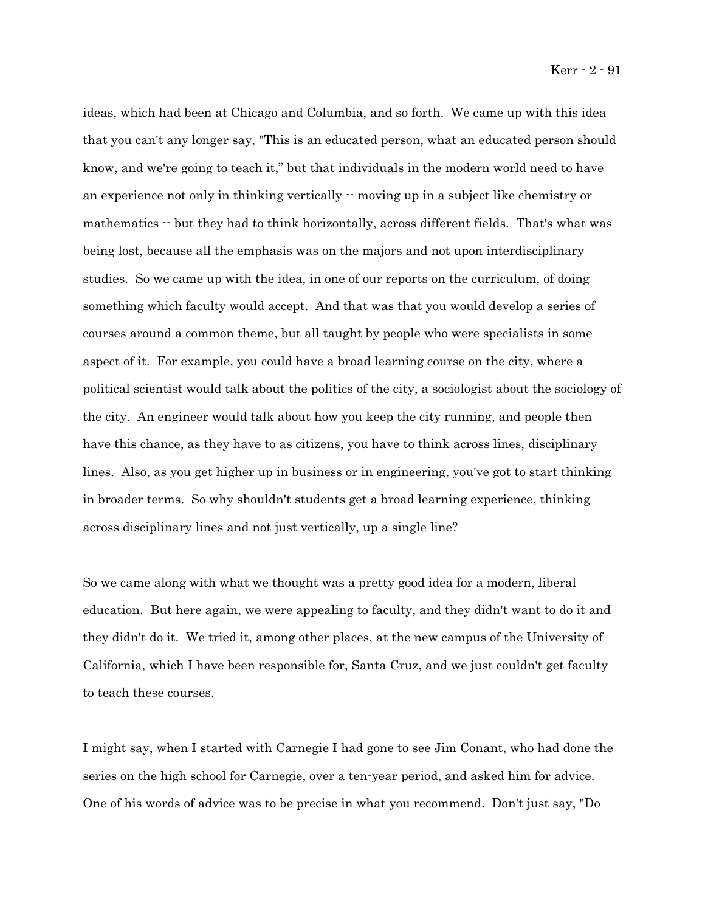ideas, which had been at Chicago and Columbia, and so forth. We came up with this idea that you can't any longer say, "This is an educated person, what an educated person should know, and we're going to teach it," but that individuals in the modern world need to have an experience not only in thinking vertically -- moving up in a subject like chemistry or mathematics -- but they had to think horizontally, across different fields. That's what was being lost, because all the emphasis was on the majors and not upon interdisciplinary studies. So we came up with the idea, in one of our reports on the curriculum, of doing something which faculty would accept. And that was that you would develop a series of courses around a common theme, but all taught by people who were specialists in some aspect of it. For example, you could have a broad learning course on the city, where a political scientist would talk about the politics of the city, a sociologist about the sociology of the city. An engineer would talk about how you keep the city running, and people then have this chance, as they have to as citizens, you have to think across lines, disciplinary lines. Also, as you get higher up in business or in engineering, you've got to start thinking in broader terms. So why shouldn't students get a broad learning experience, thinking across disciplinary lines and not just vertically, up a single line?

So we came along with what we thought was a pretty good idea for a modern, liberal education. But here again, we were appealing to faculty, and they didn't want to do it and they didn't do it. We tried it, among other places, at the new campus of the University of California, which I have been responsible for, Santa Cruz, and we just couldn't get faculty to teach these courses.

I might say, when I started with Carnegie I had gone to see Jim Conant, who had done the series on the high school for Carnegie, over a ten-year period, and asked him for advice. One of his words of advice was to be precise in what you recommend. Don't just say, "Do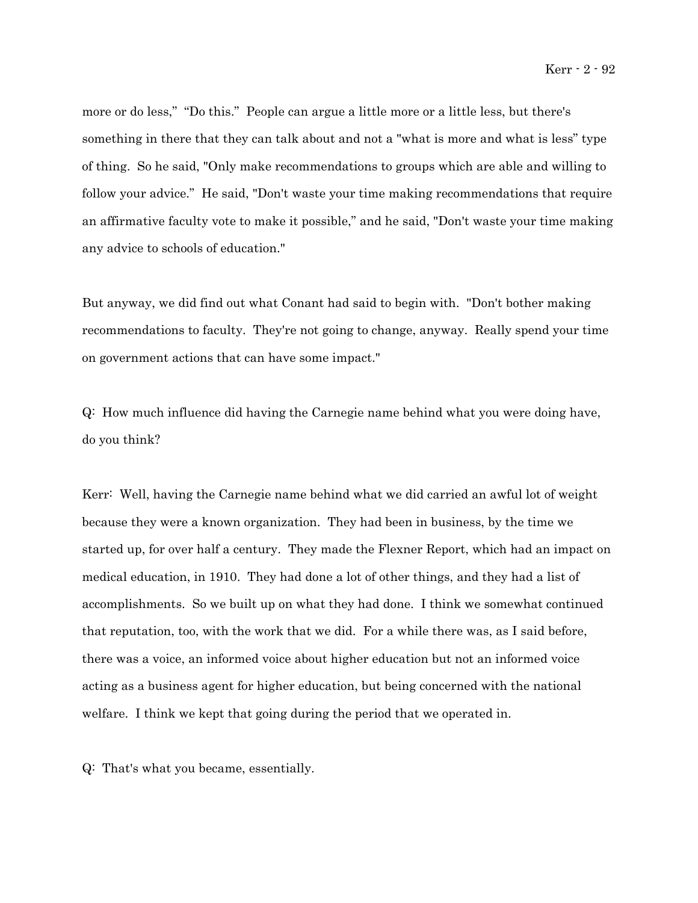more or do less," "Do this." People can argue a little more or a little less, but there's something in there that they can talk about and not a "what is more and what is less" type of thing. So he said, "Only make recommendations to groups which are able and willing to follow your advice." He said, "Don't waste your time making recommendations that require an affirmative faculty vote to make it possible," and he said, "Don't waste your time making any advice to schools of education."

But anyway, we did find out what Conant had said to begin with. "Don't bother making recommendations to faculty. They're not going to change, anyway. Really spend your time on government actions that can have some impact."

Q: How much influence did having the Carnegie name behind what you were doing have, do you think?

Kerr: Well, having the Carnegie name behind what we did carried an awful lot of weight because they were a known organization. They had been in business, by the time we started up, for over half a century. They made the Flexner Report, which had an impact on medical education, in 1910. They had done a lot of other things, and they had a list of accomplishments. So we built up on what they had done. I think we somewhat continued that reputation, too, with the work that we did. For a while there was, as I said before, there was a voice, an informed voice about higher education but not an informed voice acting as a business agent for higher education, but being concerned with the national welfare. I think we kept that going during the period that we operated in.

Q: That's what you became, essentially.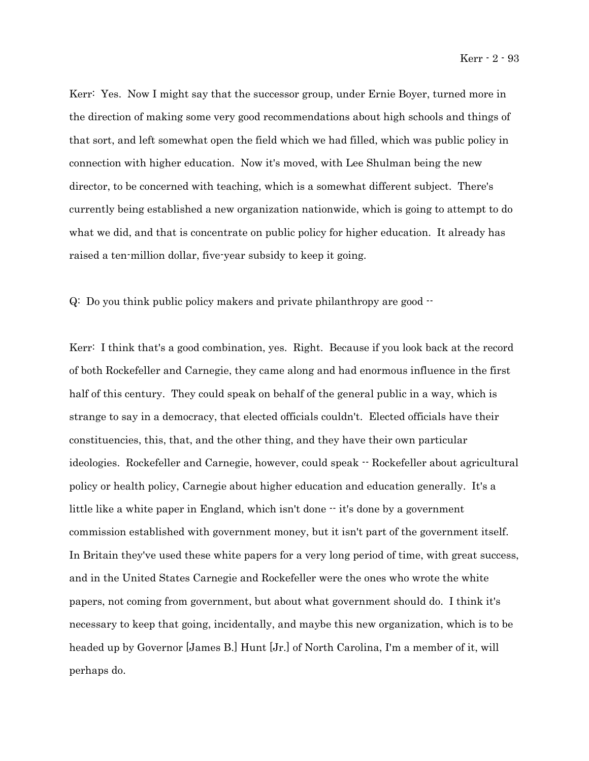Kerr: Yes. Now I might say that the successor group, under Ernie Boyer, turned more in the direction of making some very good recommendations about high schools and things of that sort, and left somewhat open the field which we had filled, which was public policy in connection with higher education. Now it's moved, with Lee Shulman being the new director, to be concerned with teaching, which is a somewhat different subject. There's currently being established a new organization nationwide, which is going to attempt to do what we did, and that is concentrate on public policy for higher education. It already has raised a ten-million dollar, five-year subsidy to keep it going.

Q: Do you think public policy makers and private philanthropy are good --

Kerr: I think that's a good combination, yes. Right. Because if you look back at the record of both Rockefeller and Carnegie, they came along and had enormous influence in the first half of this century. They could speak on behalf of the general public in a way, which is strange to say in a democracy, that elected officials couldn't. Elected officials have their constituencies, this, that, and the other thing, and they have their own particular ideologies. Rockefeller and Carnegie, however, could speak -- Rockefeller about agricultural policy or health policy, Carnegie about higher education and education generally. It's a little like a white paper in England, which isn't done -- it's done by a government commission established with government money, but it isn't part of the government itself. In Britain they've used these white papers for a very long period of time, with great success, and in the United States Carnegie and Rockefeller were the ones who wrote the white papers, not coming from government, but about what government should do. I think it's necessary to keep that going, incidentally, and maybe this new organization, which is to be headed up by Governor [James B.] Hunt [Jr.] of North Carolina, I'm a member of it, will perhaps do.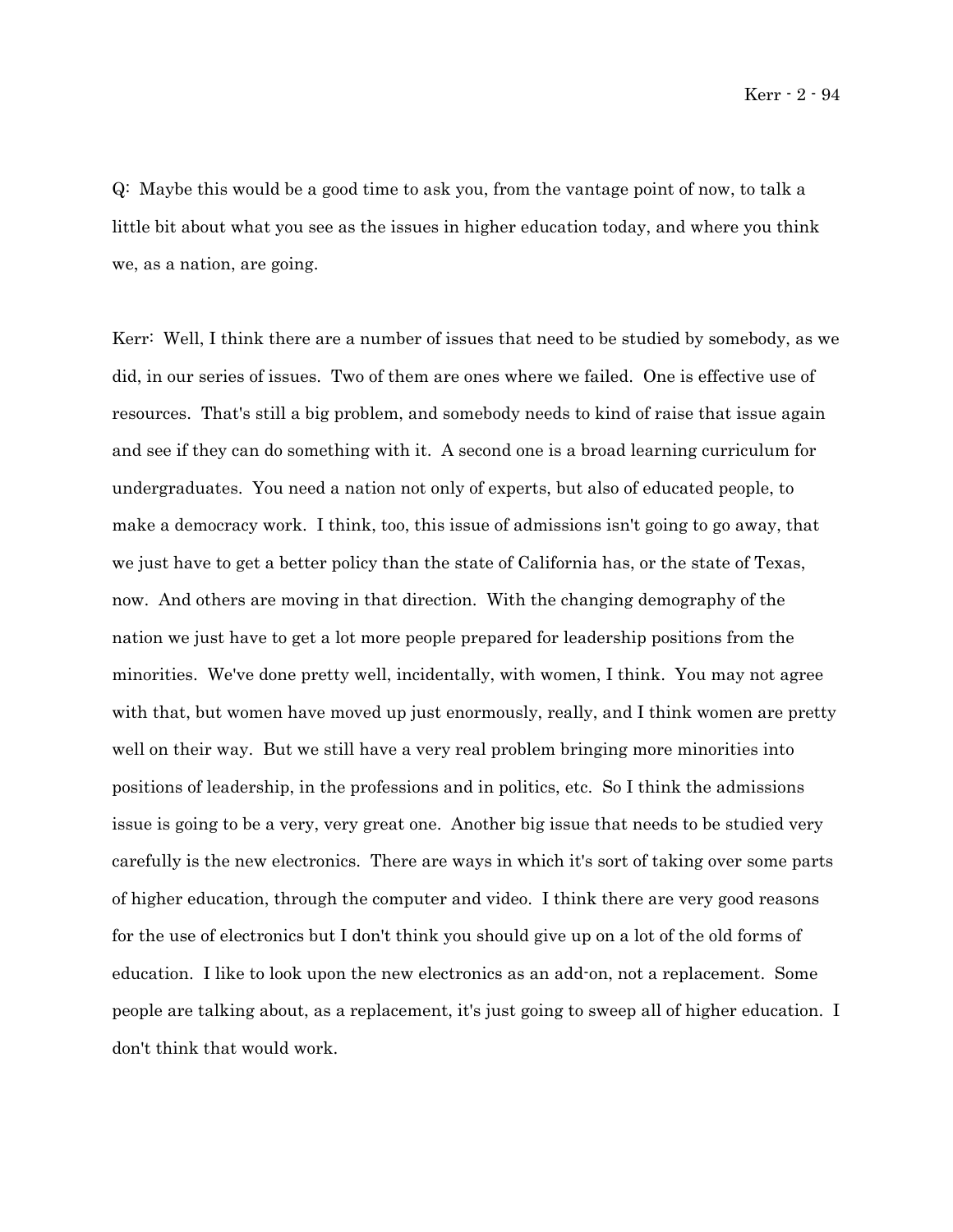Q: Maybe this would be a good time to ask you, from the vantage point of now, to talk a little bit about what you see as the issues in higher education today, and where you think we, as a nation, are going.

Kerr: Well, I think there are a number of issues that need to be studied by somebody, as we did, in our series of issues. Two of them are ones where we failed. One is effective use of resources. That's still a big problem, and somebody needs to kind of raise that issue again and see if they can do something with it. A second one is a broad learning curriculum for undergraduates. You need a nation not only of experts, but also of educated people, to make a democracy work. I think, too, this issue of admissions isn't going to go away, that we just have to get a better policy than the state of California has, or the state of Texas, now. And others are moving in that direction. With the changing demography of the nation we just have to get a lot more people prepared for leadership positions from the minorities. We've done pretty well, incidentally, with women, I think. You may not agree with that, but women have moved up just enormously, really, and I think women are pretty well on their way. But we still have a very real problem bringing more minorities into positions of leadership, in the professions and in politics, etc. So I think the admissions issue is going to be a very, very great one. Another big issue that needs to be studied very carefully is the new electronics. There are ways in which it's sort of taking over some parts of higher education, through the computer and video. I think there are very good reasons for the use of electronics but I don't think you should give up on a lot of the old forms of education. I like to look upon the new electronics as an add-on, not a replacement. Some people are talking about, as a replacement, it's just going to sweep all of higher education. I don't think that would work.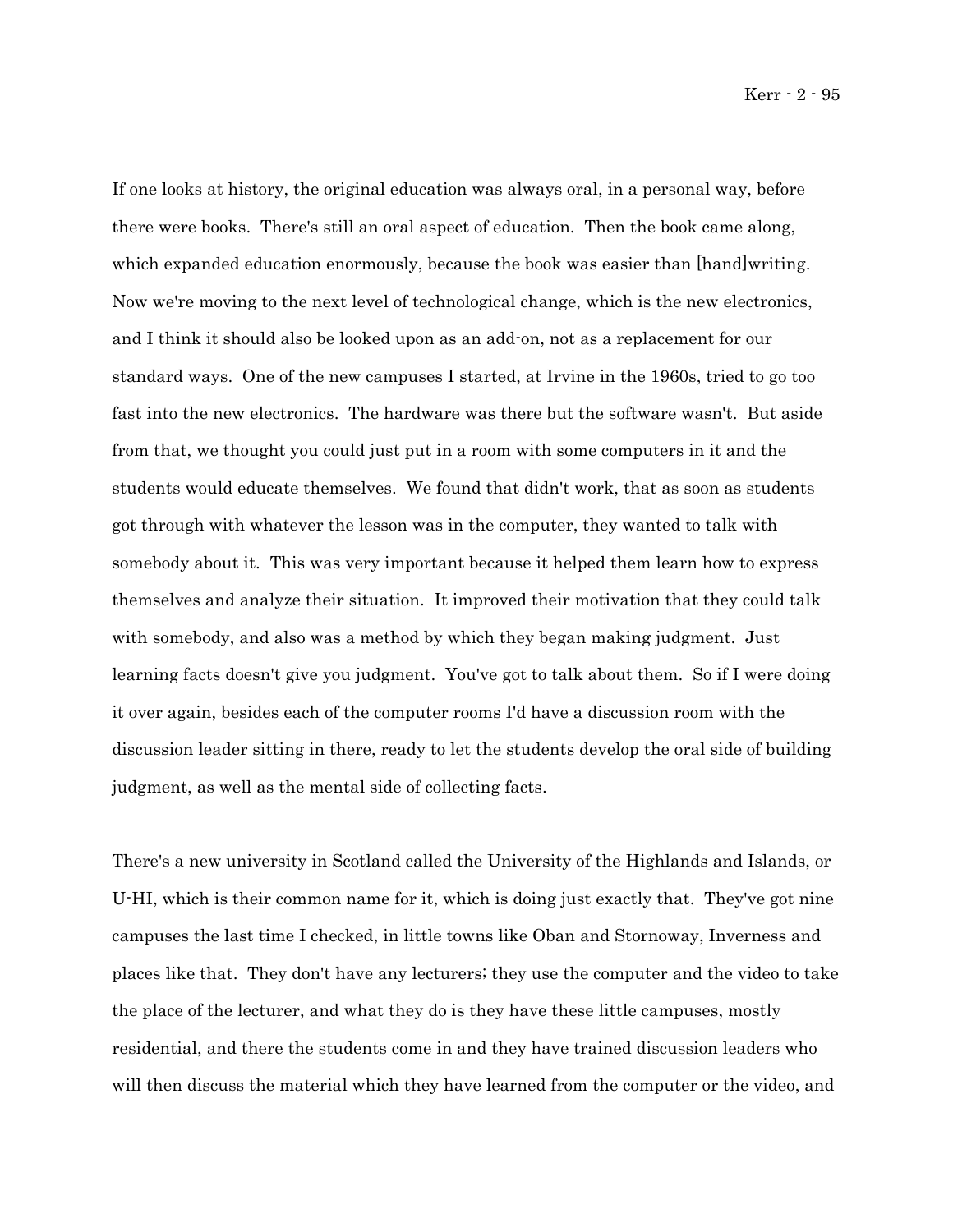If one looks at history, the original education was always oral, in a personal way, before there were books. There's still an oral aspect of education. Then the book came along, which expanded education enormously, because the book was easier than [hand]writing. Now we're moving to the next level of technological change, which is the new electronics, and I think it should also be looked upon as an add-on, not as a replacement for our standard ways. One of the new campuses I started, at Irvine in the 1960s, tried to go too fast into the new electronics. The hardware was there but the software wasn't. But aside from that, we thought you could just put in a room with some computers in it and the students would educate themselves. We found that didn't work, that as soon as students got through with whatever the lesson was in the computer, they wanted to talk with somebody about it. This was very important because it helped them learn how to express themselves and analyze their situation. It improved their motivation that they could talk with somebody, and also was a method by which they began making judgment. Just learning facts doesn't give you judgment. You've got to talk about them. So if I were doing it over again, besides each of the computer rooms I'd have a discussion room with the discussion leader sitting in there, ready to let the students develop the oral side of building judgment, as well as the mental side of collecting facts.

There's a new university in Scotland called the University of the Highlands and Islands, or U-HI, which is their common name for it, which is doing just exactly that. They've got nine campuses the last time I checked, in little towns like Oban and Stornoway, Inverness and places like that. They don't have any lecturers; they use the computer and the video to take the place of the lecturer, and what they do is they have these little campuses, mostly residential, and there the students come in and they have trained discussion leaders who will then discuss the material which they have learned from the computer or the video, and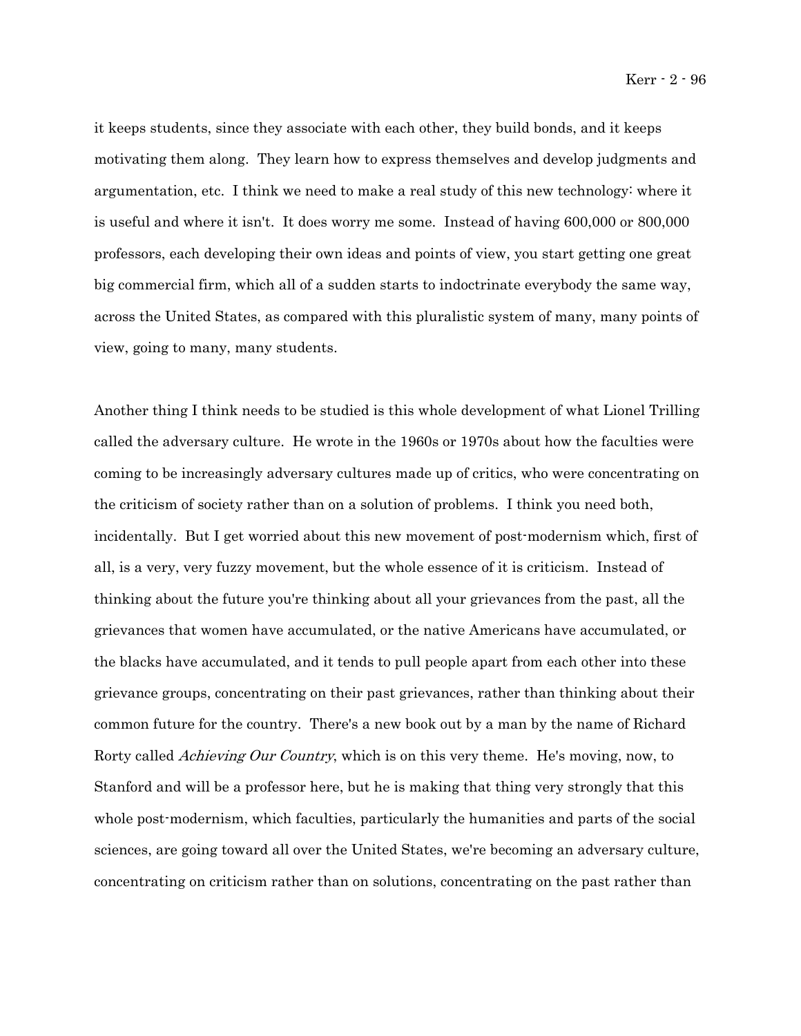it keeps students, since they associate with each other, they build bonds, and it keeps motivating them along. They learn how to express themselves and develop judgments and argumentation, etc. I think we need to make a real study of this new technology: where it is useful and where it isn't. It does worry me some. Instead of having 600,000 or 800,000 professors, each developing their own ideas and points of view, you start getting one great big commercial firm, which all of a sudden starts to indoctrinate everybody the same way, across the United States, as compared with this pluralistic system of many, many points of view, going to many, many students.

Another thing I think needs to be studied is this whole development of what Lionel Trilling called the adversary culture. He wrote in the 1960s or 1970s about how the faculties were coming to be increasingly adversary cultures made up of critics, who were concentrating on the criticism of society rather than on a solution of problems. I think you need both, incidentally. But I get worried about this new movement of post-modernism which, first of all, is a very, very fuzzy movement, but the whole essence of it is criticism. Instead of thinking about the future you're thinking about all your grievances from the past, all the grievances that women have accumulated, or the native Americans have accumulated, or the blacks have accumulated, and it tends to pull people apart from each other into these grievance groups, concentrating on their past grievances, rather than thinking about their common future for the country. There's a new book out by a man by the name of Richard Rorty called *Achieving Our Country*, which is on this very theme. He's moving, now, to Stanford and will be a professor here, but he is making that thing very strongly that this whole post-modernism, which faculties, particularly the humanities and parts of the social sciences, are going toward all over the United States, we're becoming an adversary culture, concentrating on criticism rather than on solutions, concentrating on the past rather than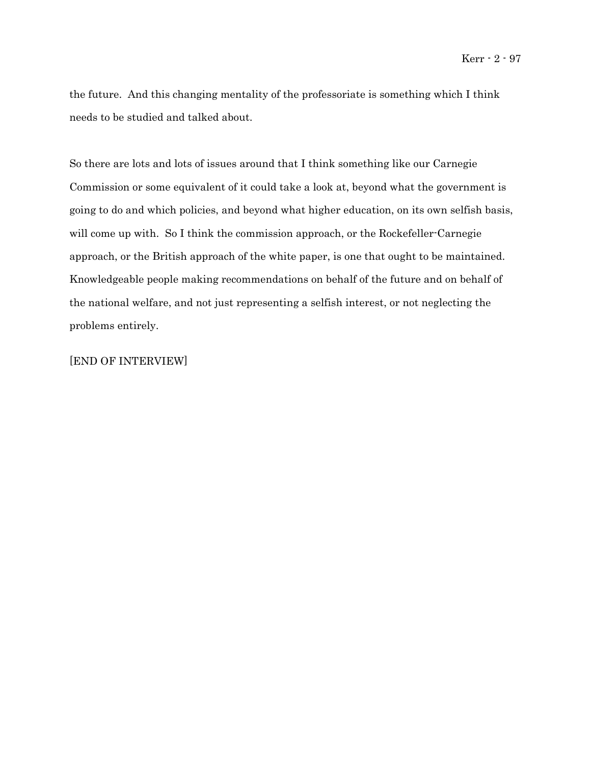the future. And this changing mentality of the professoriate is something which I think needs to be studied and talked about.

So there are lots and lots of issues around that I think something like our Carnegie Commission or some equivalent of it could take a look at, beyond what the government is going to do and which policies, and beyond what higher education, on its own selfish basis, will come up with. So I think the commission approach, or the Rockefeller-Carnegie approach, or the British approach of the white paper, is one that ought to be maintained. Knowledgeable people making recommendations on behalf of the future and on behalf of the national welfare, and not just representing a selfish interest, or not neglecting the problems entirely.

[END OF INTERVIEW]